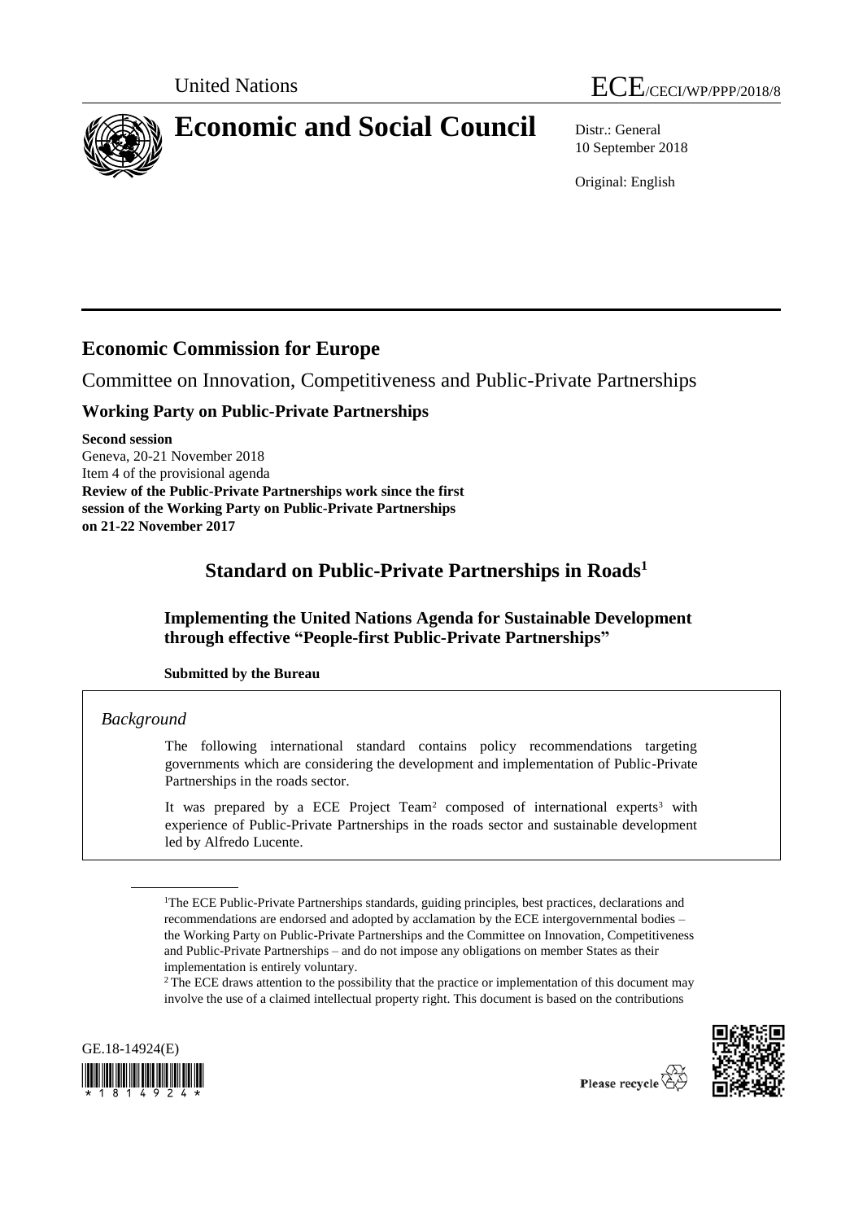United Nations ECE/CECI/WP/PPP/2018/8

# Economic and Social Council

Distr.: General
10 September 2018

Original: English

## Economic Commission for Europe

Committee on Innovation, Competitiveness and Public-Private Partnerships

### Working Party on Public-Private Partnerships

**Second session**
Geneva, 20-21 November 2018
Item 4 of the provisional agenda
**Review of the Public-Private Partnerships work since the first session of the Working Party on Public-Private Partnerships on 21-22 November 2017**

## Standard on Public-Private Partnerships in Roads[1]

### Implementing the United Nations Agenda for Sustainable Development through effective "People-first Public-Private Partnerships"

**Submitted by the Bureau**

*Background*

The following international standard contains policy recommendations targeting governments which are considering the development and implementation of Public-Private Partnerships in the roads sector.

It was prepared by a ECE Project Team[2] composed of international experts[3] with experience of Public-Private Partnerships in the roads sector and sustainable development led by Alfredo Lucente.

[1] The ECE Public-Private Partnerships standards, guiding principles, best practices, declarations and recommendations are endorsed and adopted by acclamation by the ECE intergovernmental bodies – the Working Party on Public-Private Partnerships and the Committee on Innovation, Competitiveness and Public-Private Partnerships – and do not impose any obligations on member States as their implementation is entirely voluntary.

[2] The ECE draws attention to the possibility that the practice or implementation of this document may involve the use of a claimed intellectual property right. This document is based on the contributions

GE.18-14924(E)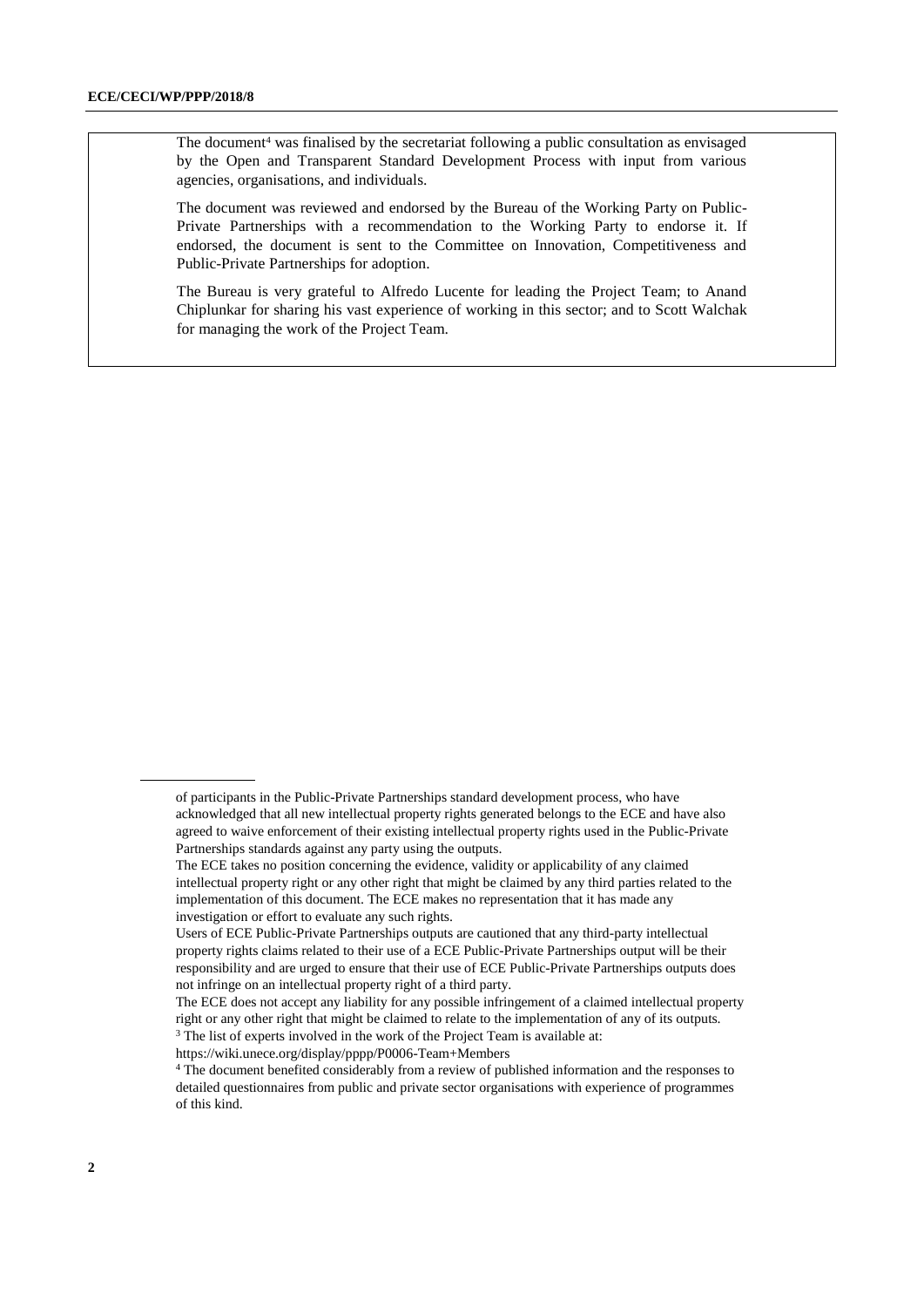The document[4] was finalised by the secretariat following a public consultation as envisaged by the Open and Transparent Standard Development Process with input from various agencies, organisations, and individuals.

The document was reviewed and endorsed by the Bureau of the Working Party on Public-Private Partnerships with a recommendation to the Working Party to endorse it. If endorsed, the document is sent to the Committee on Innovation, Competitiveness and Public-Private Partnerships for adoption.

The Bureau is very grateful to Alfredo Lucente for leading the Project Team; to Anand Chiplunkar for sharing his vast experience of working in this sector; and to Scott Walchak for managing the work of the Project Team.

---

of participants in the Public-Private Partnerships standard development process, who have acknowledged that all new intellectual property rights generated belongs to the ECE and have also agreed to waive enforcement of their existing intellectual property rights used in the Public-Private Partnerships standards against any party using the outputs.

The ECE takes no position concerning the evidence, validity or applicability of any claimed intellectual property right or any other right that might be claimed by any third parties related to the implementation of this document. The ECE makes no representation that it has made any investigation or effort to evaluate any such rights.

Users of ECE Public-Private Partnerships outputs are cautioned that any third-party intellectual property rights claims related to their use of a ECE Public-Private Partnerships output will be their responsibility and are urged to ensure that their use of ECE Public-Private Partnerships outputs does not infringe on an intellectual property right of a third party.

The ECE does not accept any liability for any possible infringement of a claimed intellectual property right or any other right that might be claimed to relate to the implementation of any of its outputs.

[3] The list of experts involved in the work of the Project Team is available at: https://wiki.unece.org/display/pppp/P0006-Team+Members

[4] The document benefited considerably from a review of published information and the responses to detailed questionnaires from public and private sector organisations with experience of programmes of this kind.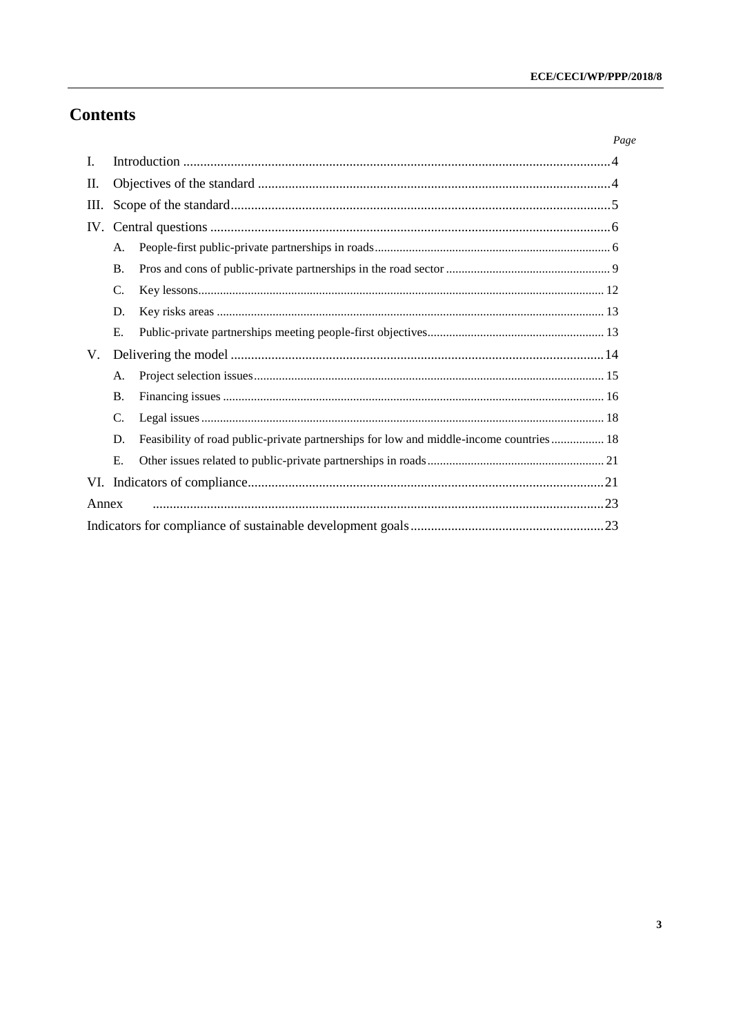# Contents

| | | | Page |
|---|---|---|---|
| I. | Introduction | | 4 |
| II. | Objectives of the standard | | 4 |
| III. | Scope of the standard | | 5 |
| IV. | Central questions | | 6 |
| | A. | People-first public-private partnerships in roads | 6 |
| | B. | Pros and cons of public-private partnerships in the road sector | 9 |
| | C. | Key lessons | 12 |
| | D. | Key risks areas | 13 |
| | E. | Public-private partnerships meeting people-first objectives | 13 |
| V. | Delivering the model | | 14 |
| | A. | Project selection issues | 15 |
| | B. | Financing issues | 16 |
| | C. | Legal issues | 18 |
| | D. | Feasibility of road public-private partnerships for low and middle-income countries | 18 |
| | E. | Other issues related to public-private partnerships in roads | 21 |
| VI. | Indicators of compliance | | 21 |
| Annex | | | 23 |
| Indicators for compliance of sustainable development goals | | | 23 |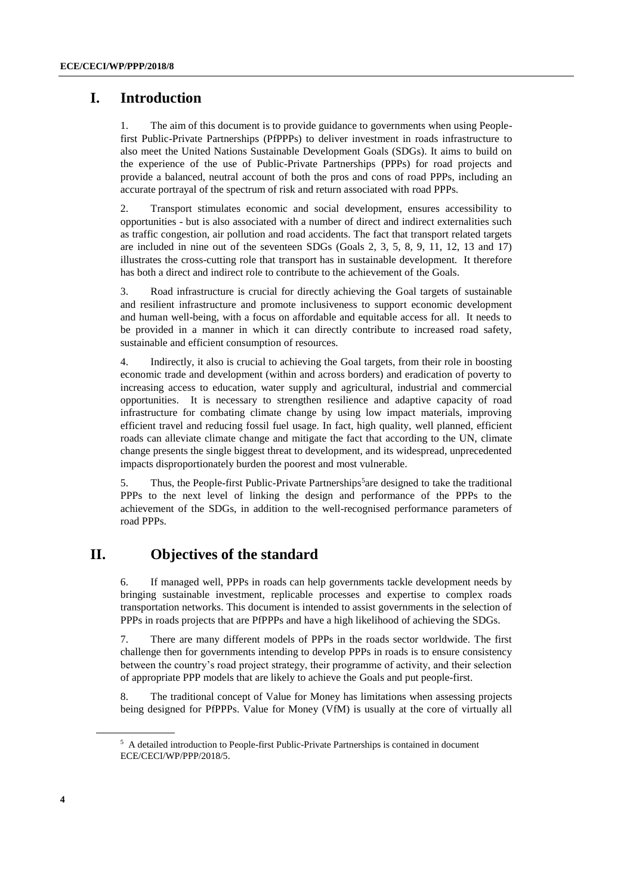# I. Introduction

1. The aim of this document is to provide guidance to governments when using People-first Public-Private Partnerships (PfPPPs) to deliver investment in roads infrastructure to also meet the United Nations Sustainable Development Goals (SDGs). It aims to build on the experience of the use of Public-Private Partnerships (PPPs) for road projects and provide a balanced, neutral account of both the pros and cons of road PPPs, including an accurate portrayal of the spectrum of risk and return associated with road PPPs.

2. Transport stimulates economic and social development, ensures accessibility to opportunities - but is also associated with a number of direct and indirect externalities such as traffic congestion, air pollution and road accidents. The fact that transport related targets are included in nine out of the seventeen SDGs (Goals 2, 3, 5, 8, 9, 11, 12, 13 and 17) illustrates the cross-cutting role that transport has in sustainable development. It therefore has both a direct and indirect role to contribute to the achievement of the Goals.

3. Road infrastructure is crucial for directly achieving the Goal targets of sustainable and resilient infrastructure and promote inclusiveness to support economic development and human well-being, with a focus on affordable and equitable access for all. It needs to be provided in a manner in which it can directly contribute to increased road safety, sustainable and efficient consumption of resources.

4. Indirectly, it also is crucial to achieving the Goal targets, from their role in boosting economic trade and development (within and across borders) and eradication of poverty to increasing access to education, water supply and agricultural, industrial and commercial opportunities. It is necessary to strengthen resilience and adaptive capacity of road infrastructure for combating climate change by using low impact materials, improving efficient travel and reducing fossil fuel usage. In fact, high quality, well planned, efficient roads can alleviate climate change and mitigate the fact that according to the UN, climate change presents the single biggest threat to development, and its widespread, unprecedented impacts disproportionately burden the poorest and most vulnerable.

5. Thus, the People-first Public-Private Partnerships[5] are designed to take the traditional PPPs to the next level of linking the design and performance of the PPPs to the achievement of the SDGs, in addition to the well-recognised performance parameters of road PPPs.

# II. Objectives of the standard

6. If managed well, PPPs in roads can help governments tackle development needs by bringing sustainable investment, replicable processes and expertise to complex roads transportation networks. This document is intended to assist governments in the selection of PPPs in roads projects that are PfPPPs and have a high likelihood of achieving the SDGs.

7. There are many different models of PPPs in the roads sector worldwide. The first challenge then for governments intending to develop PPPs in roads is to ensure consistency between the country's road project strategy, their programme of activity, and their selection of appropriate PPP models that are likely to achieve the Goals and put people-first.

8. The traditional concept of Value for Money has limitations when assessing projects being designed for PfPPPs. Value for Money (VfM) is usually at the core of virtually all

[5] A detailed introduction to People-first Public-Private Partnerships is contained in document ECE/CECI/WP/PPP/2018/5.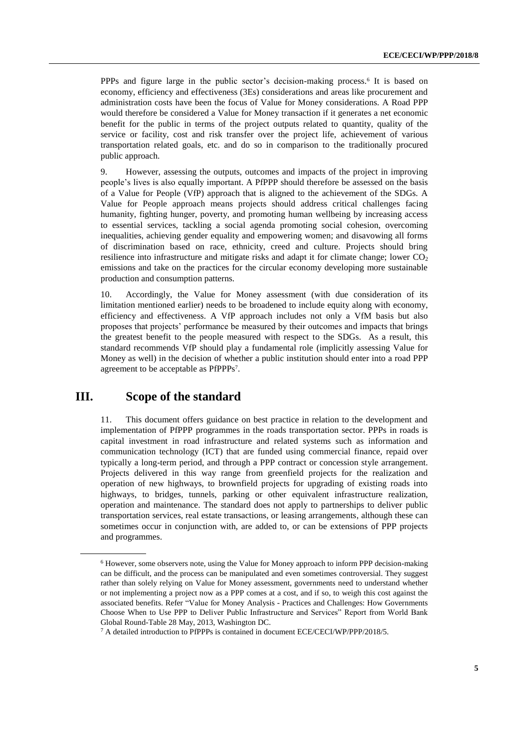PPPs and figure large in the public sector's decision-making process.[6] It is based on economy, efficiency and effectiveness (3Es) considerations and areas like procurement and administration costs have been the focus of Value for Money considerations. A Road PPP would therefore be considered a Value for Money transaction if it generates a net economic benefit for the public in terms of the project outputs related to quantity, quality of the service or facility, cost and risk transfer over the project life, achievement of various transportation related goals, etc. and do so in comparison to the traditionally procured public approach.

9. However, assessing the outputs, outcomes and impacts of the project in improving people's lives is also equally important. A PfPPP should therefore be assessed on the basis of a Value for People (VfP) approach that is aligned to the achievement of the SDGs. A Value for People approach means projects should address critical challenges facing humanity, fighting hunger, poverty, and promoting human wellbeing by increasing access to essential services, tackling a social agenda promoting social cohesion, overcoming inequalities, achieving gender equality and empowering women; and disavowing all forms of discrimination based on race, ethnicity, creed and culture. Projects should bring resilience into infrastructure and mitigate risks and adapt it for climate change; lower $CO_2$ emissions and take on the practices for the circular economy developing more sustainable production and consumption patterns.

10. Accordingly, the Value for Money assessment (with due consideration of its limitation mentioned earlier) needs to be broadened to include equity along with economy, efficiency and effectiveness. A VfP approach includes not only a VfM basis but also proposes that projects' performance be measured by their outcomes and impacts that brings the greatest benefit to the people measured with respect to the SDGs. As a result, this standard recommends VfP should play a fundamental role (implicitly assessing Value for Money as well) in the decision of whether a public institution should enter into a road PPP agreement to be acceptable as PfPPPs[7].

# III. Scope of the standard

11. This document offers guidance on best practice in relation to the development and implementation of PfPPP programmes in the roads transportation sector. PPPs in roads is capital investment in road infrastructure and related systems such as information and communication technology (ICT) that are funded using commercial finance, repaid over typically a long-term period, and through a PPP contract or concession style arrangement. Projects delivered in this way range from greenfield projects for the realization and operation of new highways, to brownfield projects for upgrading of existing roads into highways, to bridges, tunnels, parking or other equivalent infrastructure realization, operation and maintenance. The standard does not apply to partnerships to deliver public transportation services, real estate transactions, or leasing arrangements, although these can sometimes occur in conjunction with, are added to, or can be extensions of PPP projects and programmes.

---

[6] However, some observers note, using the Value for Money approach to inform PPP decision-making can be difficult, and the process can be manipulated and even sometimes controversial. They suggest rather than solely relying on Value for Money assessment, governments need to understand whether or not implementing a project now as a PPP comes at a cost, and if so, to weigh this cost against the associated benefits. Refer "Value for Money Analysis - Practices and Challenges: How Governments Choose When to Use PPP to Deliver Public Infrastructure and Services" Report from World Bank Global Round-Table 28 May, 2013, Washington DC.

[7] A detailed introduction to PfPPPs is contained in document ECE/CECI/WP/PPP/2018/5.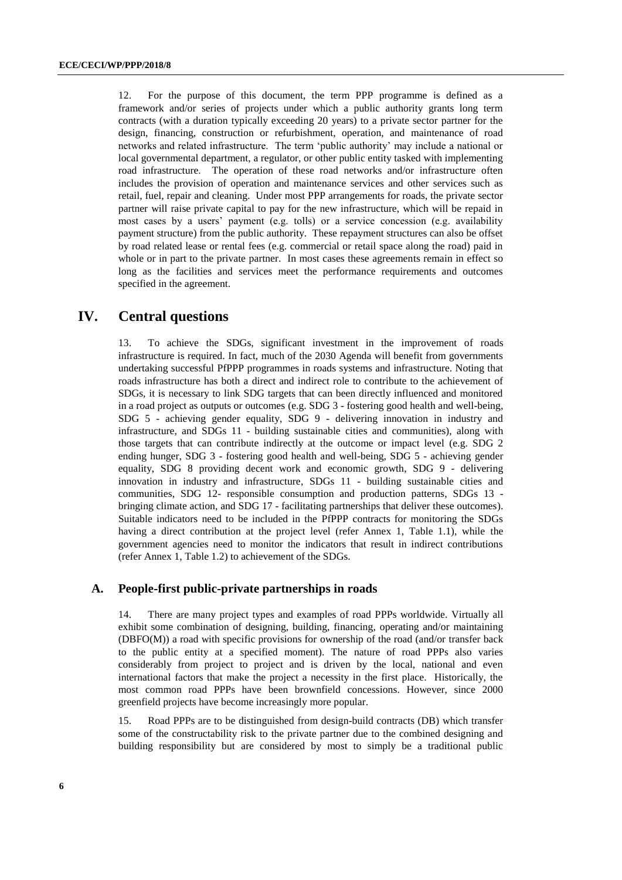12. For the purpose of this document, the term PPP programme is defined as a framework and/or series of projects under which a public authority grants long term contracts (with a duration typically exceeding 20 years) to a private sector partner for the design, financing, construction or refurbishment, operation, and maintenance of road networks and related infrastructure. The term 'public authority' may include a national or local governmental department, a regulator, or other public entity tasked with implementing road infrastructure. The operation of these road networks and/or infrastructure often includes the provision of operation and maintenance services and other services such as retail, fuel, repair and cleaning. Under most PPP arrangements for roads, the private sector partner will raise private capital to pay for the new infrastructure, which will be repaid in most cases by a users' payment (e.g. tolls) or a service concession (e.g. availability payment structure) from the public authority. These repayment structures can also be offset by road related lease or rental fees (e.g. commercial or retail space along the road) paid in whole or in part to the private partner. In most cases these agreements remain in effect so long as the facilities and services meet the performance requirements and outcomes specified in the agreement.

# IV. Central questions

13. To achieve the SDGs, significant investment in the improvement of roads infrastructure is required. In fact, much of the 2030 Agenda will benefit from governments undertaking successful PfPPP programmes in roads systems and infrastructure. Noting that roads infrastructure has both a direct and indirect role to contribute to the achievement of SDGs, it is necessary to link SDG targets that can been directly influenced and monitored in a road project as outputs or outcomes (e.g. SDG 3 - fostering good health and well-being, SDG 5 - achieving gender equality, SDG 9 - delivering innovation in industry and infrastructure, and SDGs 11 - building sustainable cities and communities), along with those targets that can contribute indirectly at the outcome or impact level (e.g. SDG 2 ending hunger, SDG 3 - fostering good health and well-being, SDG 5 - achieving gender equality, SDG 8 providing decent work and economic growth, SDG 9 - delivering innovation in industry and infrastructure, SDGs 11 - building sustainable cities and communities, SDG 12- responsible consumption and production patterns, SDGs 13 - bringing climate action, and SDG 17 - facilitating partnerships that deliver these outcomes). Suitable indicators need to be included in the PfPPP contracts for monitoring the SDGs having a direct contribution at the project level (refer Annex 1, Table 1.1), while the government agencies need to monitor the indicators that result in indirect contributions (refer Annex 1, Table 1.2) to achievement of the SDGs.

## A. People-first public-private partnerships in roads

14. There are many project types and examples of road PPPs worldwide. Virtually all exhibit some combination of designing, building, financing, operating and/or maintaining (DBFO(M)) a road with specific provisions for ownership of the road (and/or transfer back to the public entity at a specified moment). The nature of road PPPs also varies considerably from project to project and is driven by the local, national and even international factors that make the project a necessity in the first place. Historically, the most common road PPPs have been brownfield concessions. However, since 2000 greenfield projects have become increasingly more popular.

15. Road PPPs are to be distinguished from design-build contracts (DB) which transfer some of the constructability risk to the private partner due to the combined designing and building responsibility but are considered by most to simply be a traditional public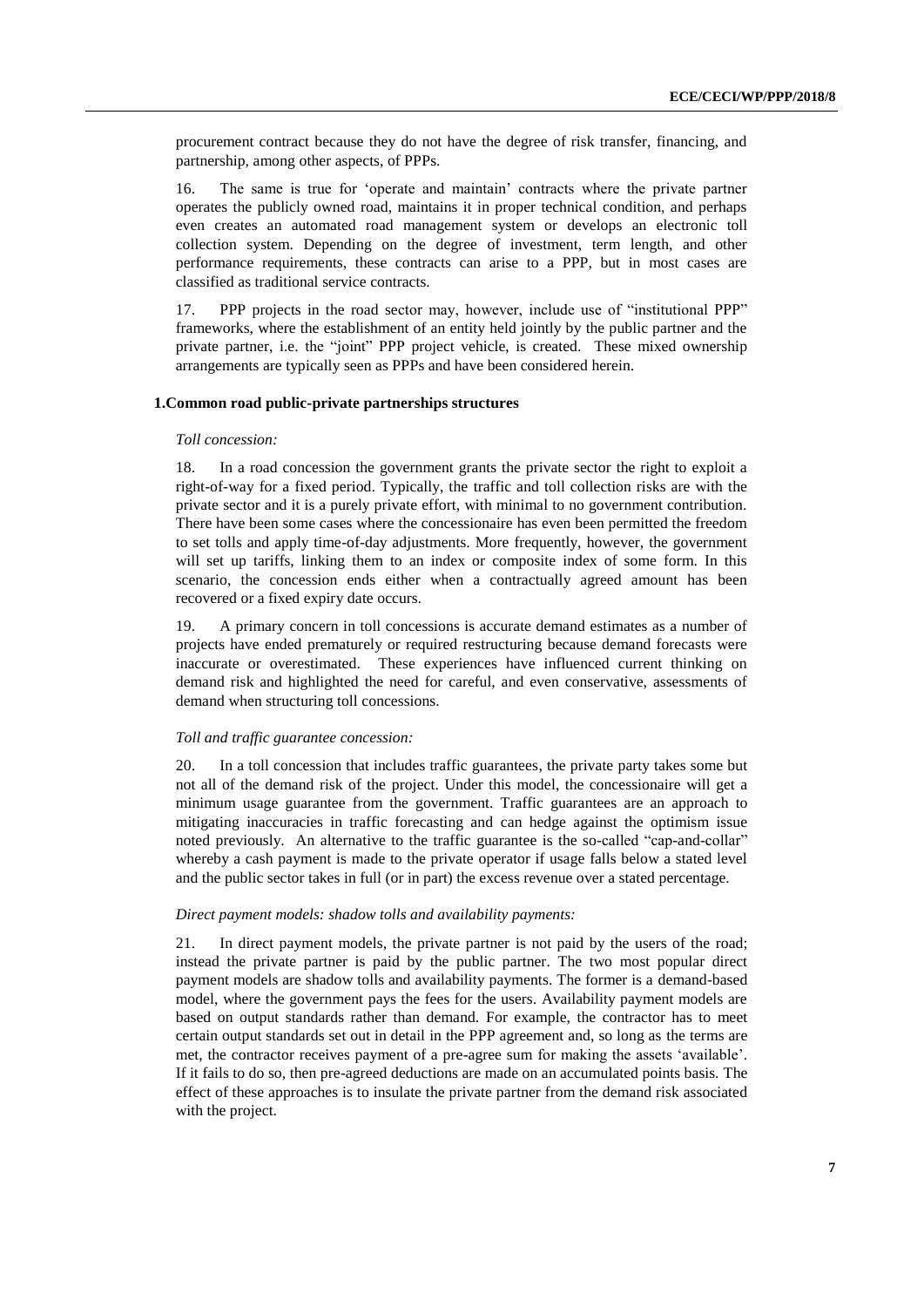procurement contract because they do not have the degree of risk transfer, financing, and partnership, among other aspects, of PPPs.

16. The same is true for 'operate and maintain' contracts where the private partner operates the publicly owned road, maintains it in proper technical condition, and perhaps even creates an automated road management system or develops an electronic toll collection system. Depending on the degree of investment, term length, and other performance requirements, these contracts can arise to a PPP, but in most cases are classified as traditional service contracts.

17. PPP projects in the road sector may, however, include use of "institutional PPP" frameworks, where the establishment of an entity held jointly by the public partner and the private partner, i.e. the "joint" PPP project vehicle, is created. These mixed ownership arrangements are typically seen as PPPs and have been considered herein.

### 1.Common road public-private partnerships structures

*Toll concession:*

18. In a road concession the government grants the private sector the right to exploit a right-of-way for a fixed period. Typically, the traffic and toll collection risks are with the private sector and it is a purely private effort, with minimal to no government contribution. There have been some cases where the concessionaire has even been permitted the freedom to set tolls and apply time-of-day adjustments. More frequently, however, the government will set up tariffs, linking them to an index or composite index of some form. In this scenario, the concession ends either when a contractually agreed amount has been recovered or a fixed expiry date occurs.

19. A primary concern in toll concessions is accurate demand estimates as a number of projects have ended prematurely or required restructuring because demand forecasts were inaccurate or overestimated. These experiences have influenced current thinking on demand risk and highlighted the need for careful, and even conservative, assessments of demand when structuring toll concessions.

*Toll and traffic guarantee concession:*

20. In a toll concession that includes traffic guarantees, the private party takes some but not all of the demand risk of the project. Under this model, the concessionaire will get a minimum usage guarantee from the government. Traffic guarantees are an approach to mitigating inaccuracies in traffic forecasting and can hedge against the optimism issue noted previously. An alternative to the traffic guarantee is the so-called "cap-and-collar" whereby a cash payment is made to the private operator if usage falls below a stated level and the public sector takes in full (or in part) the excess revenue over a stated percentage.

*Direct payment models: shadow tolls and availability payments:*

21. In direct payment models, the private partner is not paid by the users of the road; instead the private partner is paid by the public partner. The two most popular direct payment models are shadow tolls and availability payments. The former is a demand-based model, where the government pays the fees for the users. Availability payment models are based on output standards rather than demand. For example, the contractor has to meet certain output standards set out in detail in the PPP agreement and, so long as the terms are met, the contractor receives payment of a pre-agree sum for making the assets 'available'. If it fails to do so, then pre-agreed deductions are made on an accumulated points basis. The effect of these approaches is to insulate the private partner from the demand risk associated with the project.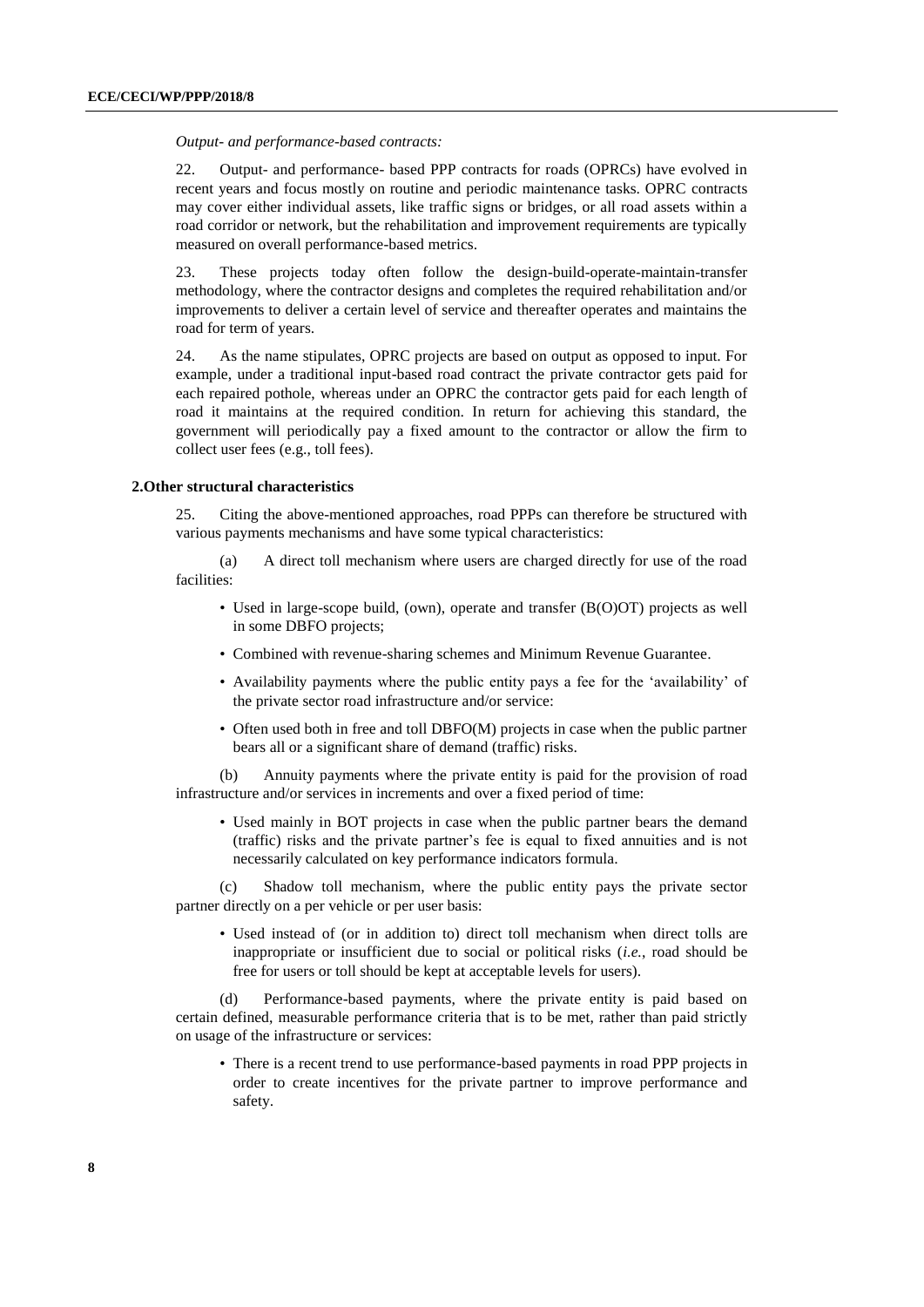*Output- and performance-based contracts:*

22. Output- and performance- based PPP contracts for roads (OPRCs) have evolved in recent years and focus mostly on routine and periodic maintenance tasks. OPRC contracts may cover either individual assets, like traffic signs or bridges, or all road assets within a road corridor or network, but the rehabilitation and improvement requirements are typically measured on overall performance-based metrics.

23. These projects today often follow the design-build-operate-maintain-transfer methodology, where the contractor designs and completes the required rehabilitation and/or improvements to deliver a certain level of service and thereafter operates and maintains the road for term of years.

24. As the name stipulates, OPRC projects are based on output as opposed to input. For example, under a traditional input-based road contract the private contractor gets paid for each repaired pothole, whereas under an OPRC the contractor gets paid for each length of road it maintains at the required condition. In return for achieving this standard, the government will periodically pay a fixed amount to the contractor or allow the firm to collect user fees (e.g., toll fees).

### 2.Other structural characteristics

25. Citing the above-mentioned approaches, road PPPs can therefore be structured with various payments mechanisms and have some typical characteristics:

(a) A direct toll mechanism where users are charged directly for use of the road facilities:

- Used in large-scope build, (own), operate and transfer (B(O)OT) projects as well in some DBFO projects;
- Combined with revenue-sharing schemes and Minimum Revenue Guarantee.
- Availability payments where the public entity pays a fee for the 'availability' of the private sector road infrastructure and/or service:
- Often used both in free and toll DBFO(M) projects in case when the public partner bears all or a significant share of demand (traffic) risks.

(b) Annuity payments where the private entity is paid for the provision of road infrastructure and/or services in increments and over a fixed period of time:

- Used mainly in BOT projects in case when the public partner bears the demand (traffic) risks and the private partner's fee is equal to fixed annuities and is not necessarily calculated on key performance indicators formula.

(c) Shadow toll mechanism, where the public entity pays the private sector partner directly on a per vehicle or per user basis:

- Used instead of (or in addition to) direct toll mechanism when direct tolls are inappropriate or insufficient due to social or political risks (*i.e.*, road should be free for users or toll should be kept at acceptable levels for users).

(d) Performance-based payments, where the private entity is paid based on certain defined, measurable performance criteria that is to be met, rather than paid strictly on usage of the infrastructure or services:

- There is a recent trend to use performance-based payments in road PPP projects in order to create incentives for the private partner to improve performance and safety.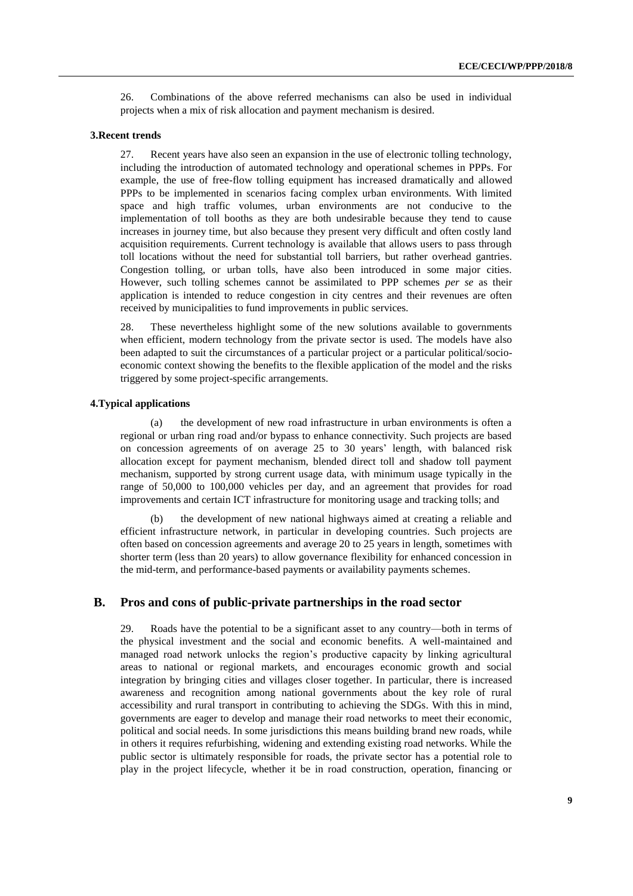26. Combinations of the above referred mechanisms can also be used in individual projects when a mix of risk allocation and payment mechanism is desired.

**3.Recent trends**

27. Recent years have also seen an expansion in the use of electronic tolling technology, including the introduction of automated technology and operational schemes in PPPs. For example, the use of free-flow tolling equipment has increased dramatically and allowed PPPs to be implemented in scenarios facing complex urban environments. With limited space and high traffic volumes, urban environments are not conducive to the implementation of toll booths as they are both undesirable because they tend to cause increases in journey time, but also because they present very difficult and often costly land acquisition requirements. Current technology is available that allows users to pass through toll locations without the need for substantial toll barriers, but rather overhead gantries. Congestion tolling, or urban tolls, have also been introduced in some major cities. However, such tolling schemes cannot be assimilated to PPP schemes *per se* as their application is intended to reduce congestion in city centres and their revenues are often received by municipalities to fund improvements in public services.

28. These nevertheless highlight some of the new solutions available to governments when efficient, modern technology from the private sector is used. The models have also been adapted to suit the circumstances of a particular project or a particular political/socio-economic context showing the benefits to the flexible application of the model and the risks triggered by some project-specific arrangements.

**4.Typical applications**

(a) the development of new road infrastructure in urban environments is often a regional or urban ring road and/or bypass to enhance connectivity. Such projects are based on concession agreements of on average 25 to 30 years' length, with balanced risk allocation except for payment mechanism, blended direct toll and shadow toll payment mechanism, supported by strong current usage data, with minimum usage typically in the range of 50,000 to 100,000 vehicles per day, and an agreement that provides for road improvements and certain ICT infrastructure for monitoring usage and tracking tolls; and

(b) the development of new national highways aimed at creating a reliable and efficient infrastructure network, in particular in developing countries. Such projects are often based on concession agreements and average 20 to 25 years in length, sometimes with shorter term (less than 20 years) to allow governance flexibility for enhanced concession in the mid-term, and performance-based payments or availability payments schemes.

## B. Pros and cons of public-private partnerships in the road sector

29. Roads have the potential to be a significant asset to any country—both in terms of the physical investment and the social and economic benefits. A well-maintained and managed road network unlocks the region's productive capacity by linking agricultural areas to national or regional markets, and encourages economic growth and social integration by bringing cities and villages closer together. In particular, there is increased awareness and recognition among national governments about the key role of rural accessibility and rural transport in contributing to achieving the SDGs. With this in mind, governments are eager to develop and manage their road networks to meet their economic, political and social needs. In some jurisdictions this means building brand new roads, while in others it requires refurbishing, widening and extending existing road networks. While the public sector is ultimately responsible for roads, the private sector has a potential role to play in the project lifecycle, whether it be in road construction, operation, financing or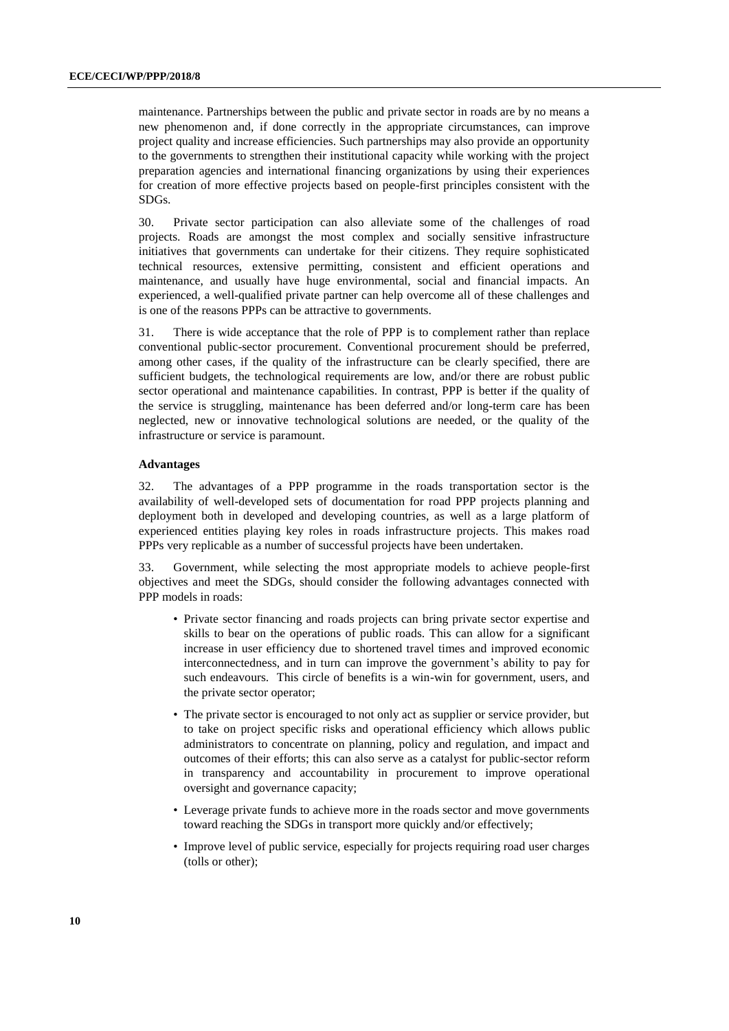maintenance. Partnerships between the public and private sector in roads are by no means a new phenomenon and, if done correctly in the appropriate circumstances, can improve project quality and increase efficiencies. Such partnerships may also provide an opportunity to the governments to strengthen their institutional capacity while working with the project preparation agencies and international financing organizations by using their experiences for creation of more effective projects based on people-first principles consistent with the SDGs.

30. Private sector participation can also alleviate some of the challenges of road projects. Roads are amongst the most complex and socially sensitive infrastructure initiatives that governments can undertake for their citizens. They require sophisticated technical resources, extensive permitting, consistent and efficient operations and maintenance, and usually have huge environmental, social and financial impacts. An experienced, a well-qualified private partner can help overcome all of these challenges and is one of the reasons PPPs can be attractive to governments.

31. There is wide acceptance that the role of PPP is to complement rather than replace conventional public-sector procurement. Conventional procurement should be preferred, among other cases, if the quality of the infrastructure can be clearly specified, there are sufficient budgets, the technological requirements are low, and/or there are robust public sector operational and maintenance capabilities. In contrast, PPP is better if the quality of the service is struggling, maintenance has been deferred and/or long-term care has been neglected, new or innovative technological solutions are needed, or the quality of the infrastructure or service is paramount.

**Advantages**

32. The advantages of a PPP programme in the roads transportation sector is the availability of well-developed sets of documentation for road PPP projects planning and deployment both in developed and developing countries, as well as a large platform of experienced entities playing key roles in roads infrastructure projects. This makes road PPPs very replicable as a number of successful projects have been undertaken.

33. Government, while selecting the most appropriate models to achieve people-first objectives and meet the SDGs, should consider the following advantages connected with PPP models in roads:

- Private sector financing and roads projects can bring private sector expertise and skills to bear on the operations of public roads. This can allow for a significant increase in user efficiency due to shortened travel times and improved economic interconnectedness, and in turn can improve the government's ability to pay for such endeavours. This circle of benefits is a win-win for government, users, and the private sector operator;
- The private sector is encouraged to not only act as supplier or service provider, but to take on project specific risks and operational efficiency which allows public administrators to concentrate on planning, policy and regulation, and impact and outcomes of their efforts; this can also serve as a catalyst for public-sector reform in transparency and accountability in procurement to improve operational oversight and governance capacity;
- Leverage private funds to achieve more in the roads sector and move governments toward reaching the SDGs in transport more quickly and/or effectively;
- Improve level of public service, especially for projects requiring road user charges (tolls or other);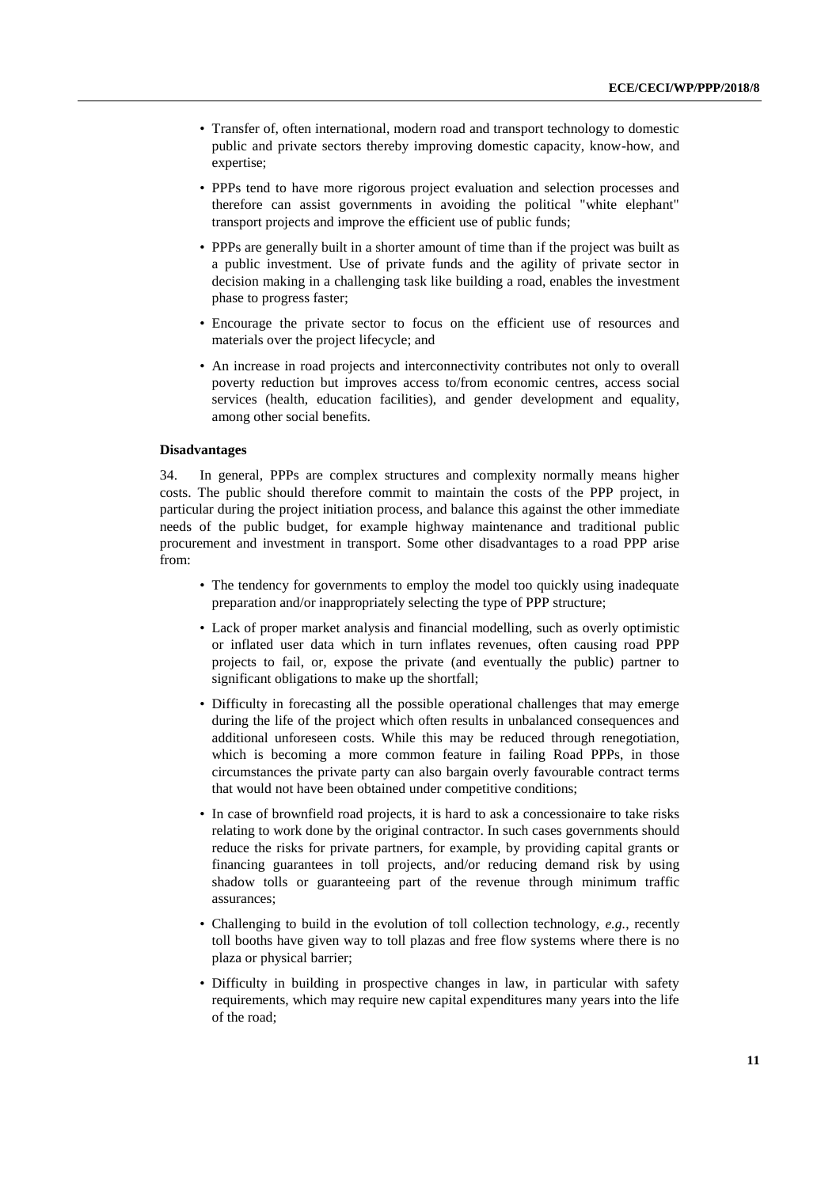- Transfer of, often international, modern road and transport technology to domestic public and private sectors thereby improving domestic capacity, know-how, and expertise;
- PPPs tend to have more rigorous project evaluation and selection processes and therefore can assist governments in avoiding the political "white elephant" transport projects and improve the efficient use of public funds;
- PPPs are generally built in a shorter amount of time than if the project was built as a public investment. Use of private funds and the agility of private sector in decision making in a challenging task like building a road, enables the investment phase to progress faster;
- Encourage the private sector to focus on the efficient use of resources and materials over the project lifecycle; and
- An increase in road projects and interconnectivity contributes not only to overall poverty reduction but improves access to/from economic centres, access social services (health, education facilities), and gender development and equality, among other social benefits.

**Disadvantages**

34. In general, PPPs are complex structures and complexity normally means higher costs. The public should therefore commit to maintain the costs of the PPP project, in particular during the project initiation process, and balance this against the other immediate needs of the public budget, for example highway maintenance and traditional public procurement and investment in transport. Some other disadvantages to a road PPP arise from:

- The tendency for governments to employ the model too quickly using inadequate preparation and/or inappropriately selecting the type of PPP structure;
- Lack of proper market analysis and financial modelling, such as overly optimistic or inflated user data which in turn inflates revenues, often causing road PPP projects to fail, or, expose the private (and eventually the public) partner to significant obligations to make up the shortfall;
- Difficulty in forecasting all the possible operational challenges that may emerge during the life of the project which often results in unbalanced consequences and additional unforeseen costs. While this may be reduced through renegotiation, which is becoming a more common feature in failing Road PPPs, in those circumstances the private party can also bargain overly favourable contract terms that would not have been obtained under competitive conditions;
- In case of brownfield road projects, it is hard to ask a concessionaire to take risks relating to work done by the original contractor. In such cases governments should reduce the risks for private partners, for example, by providing capital grants or financing guarantees in toll projects, and/or reducing demand risk by using shadow tolls or guaranteeing part of the revenue through minimum traffic assurances;
- Challenging to build in the evolution of toll collection technology, *e.g.*, recently toll booths have given way to toll plazas and free flow systems where there is no plaza or physical barrier;
- Difficulty in building in prospective changes in law, in particular with safety requirements, which may require new capital expenditures many years into the life of the road;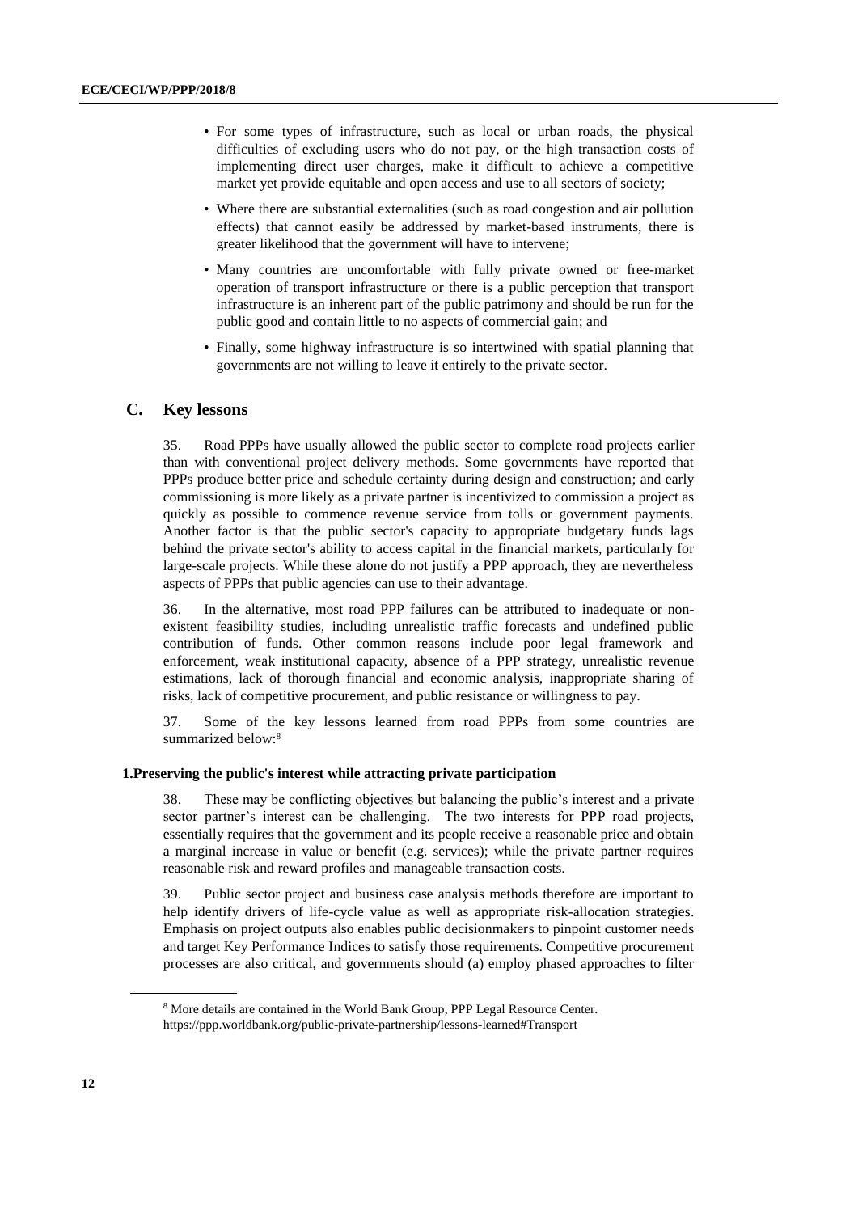- For some types of infrastructure, such as local or urban roads, the physical difficulties of excluding users who do not pay, or the high transaction costs of implementing direct user charges, make it difficult to achieve a competitive market yet provide equitable and open access and use to all sectors of society;
- Where there are substantial externalities (such as road congestion and air pollution effects) that cannot easily be addressed by market-based instruments, there is greater likelihood that the government will have to intervene;
- Many countries are uncomfortable with fully private owned or free-market operation of transport infrastructure or there is a public perception that transport infrastructure is an inherent part of the public patrimony and should be run for the public good and contain little to no aspects of commercial gain; and
- Finally, some highway infrastructure is so intertwined with spatial planning that governments are not willing to leave it entirely to the private sector.

## C. Key lessons

35. Road PPPs have usually allowed the public sector to complete road projects earlier than with conventional project delivery methods. Some governments have reported that PPPs produce better price and schedule certainty during design and construction; and early commissioning is more likely as a private partner is incentivized to commission a project as quickly as possible to commence revenue service from tolls or government payments. Another factor is that the public sector's capacity to appropriate budgetary funds lags behind the private sector's ability to access capital in the financial markets, particularly for large-scale projects. While these alone do not justify a PPP approach, they are nevertheless aspects of PPPs that public agencies can use to their advantage.

36. In the alternative, most road PPP failures can be attributed to inadequate or non-existent feasibility studies, including unrealistic traffic forecasts and undefined public contribution of funds. Other common reasons include poor legal framework and enforcement, weak institutional capacity, absence of a PPP strategy, unrealistic revenue estimations, lack of thorough financial and economic analysis, inappropriate sharing of risks, lack of competitive procurement, and public resistance or willingness to pay.

37. Some of the key lessons learned from road PPPs from some countries are summarized below:[8]

### 1.Preserving the public's interest while attracting private participation

38. These may be conflicting objectives but balancing the public's interest and a private sector partner's interest can be challenging. The two interests for PPP road projects, essentially requires that the government and its people receive a reasonable price and obtain a marginal increase in value or benefit (e.g. services); while the private partner requires reasonable risk and reward profiles and manageable transaction costs.

39. Public sector project and business case analysis methods therefore are important to help identify drivers of life-cycle value as well as appropriate risk-allocation strategies. Emphasis on project outputs also enables public decisionmakers to pinpoint customer needs and target Key Performance Indices to satisfy those requirements. Competitive procurement processes are also critical, and governments should (a) employ phased approaches to filter

---

[8] More details are contained in the World Bank Group, PPP Legal Resource Center. https://ppp.worldbank.org/public-private-partnership/lessons-learned#Transport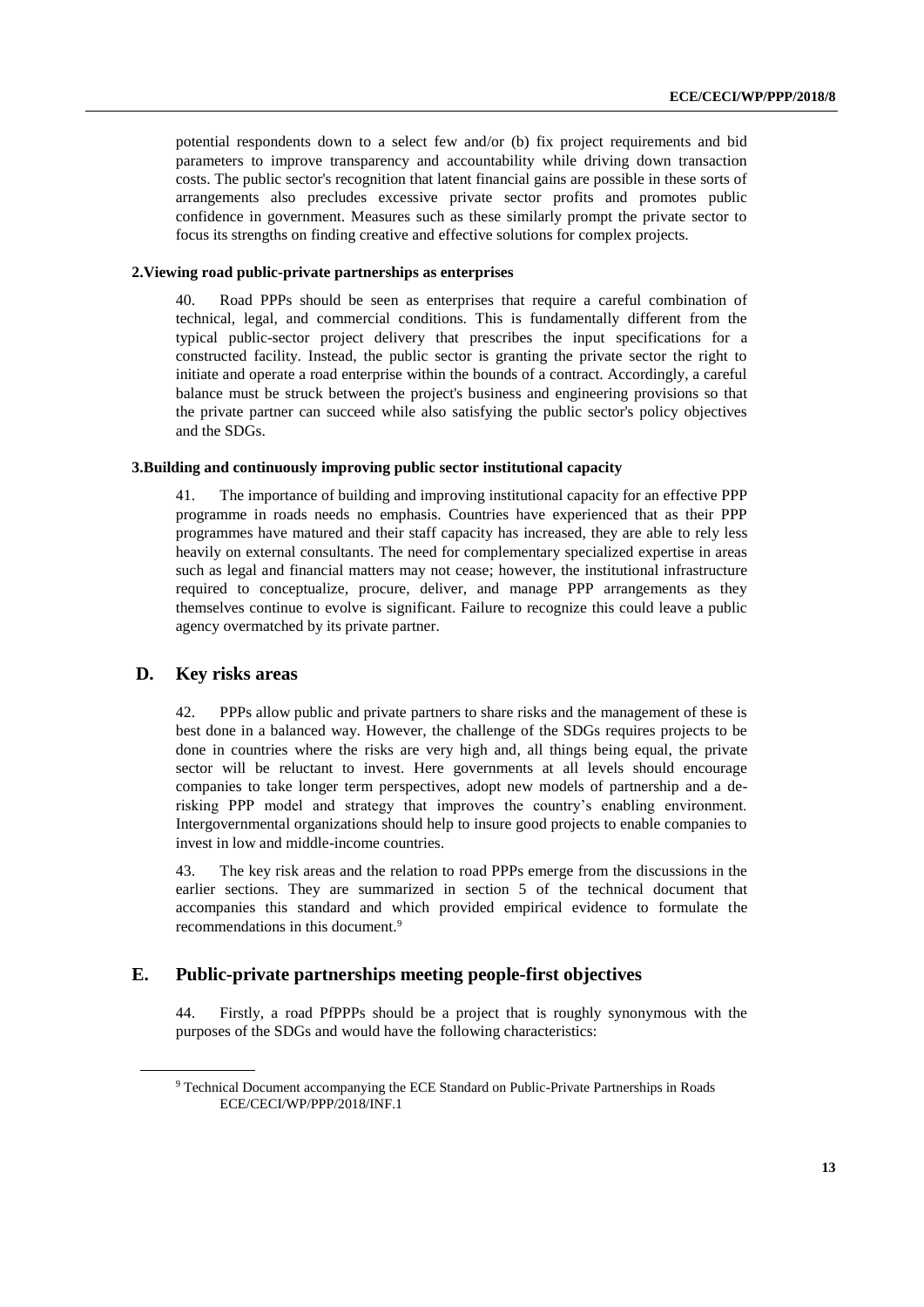potential respondents down to a select few and/or (b) fix project requirements and bid parameters to improve transparency and accountability while driving down transaction costs. The public sector's recognition that latent financial gains are possible in these sorts of arrangements also precludes excessive private sector profits and promotes public confidence in government. Measures such as these similarly prompt the private sector to focus its strengths on finding creative and effective solutions for complex projects.

#### 2.Viewing road public-private partnerships as enterprises

40. Road PPPs should be seen as enterprises that require a careful combination of technical, legal, and commercial conditions. This is fundamentally different from the typical public-sector project delivery that prescribes the input specifications for a constructed facility. Instead, the public sector is granting the private sector the right to initiate and operate a road enterprise within the bounds of a contract. Accordingly, a careful balance must be struck between the project's business and engineering provisions so that the private partner can succeed while also satisfying the public sector's policy objectives and the SDGs.

#### 3.Building and continuously improving public sector institutional capacity

41. The importance of building and improving institutional capacity for an effective PPP programme in roads needs no emphasis. Countries have experienced that as their PPP programmes have matured and their staff capacity has increased, they are able to rely less heavily on external consultants. The need for complementary specialized expertise in areas such as legal and financial matters may not cease; however, the institutional infrastructure required to conceptualize, procure, deliver, and manage PPP arrangements as they themselves continue to evolve is significant. Failure to recognize this could leave a public agency overmatched by its private partner.

## D. Key risks areas

42. PPPs allow public and private partners to share risks and the management of these is best done in a balanced way. However, the challenge of the SDGs requires projects to be done in countries where the risks are very high and, all things being equal, the private sector will be reluctant to invest. Here governments at all levels should encourage companies to take longer term perspectives, adopt new models of partnership and a de-risking PPP model and strategy that improves the country's enabling environment. Intergovernmental organizations should help to insure good projects to enable companies to invest in low and middle-income countries.

43. The key risk areas and the relation to road PPPs emerge from the discussions in the earlier sections. They are summarized in section 5 of the technical document that accompanies this standard and which provided empirical evidence to formulate the recommendations in this document.[9]

## E. Public-private partnerships meeting people-first objectives

44. Firstly, a road PfPPPs should be a project that is roughly synonymous with the purposes of the SDGs and would have the following characteristics:

[9] Technical Document accompanying the ECE Standard on Public-Private Partnerships in Roads ECE/CECI/WP/PPP/2018/INF.1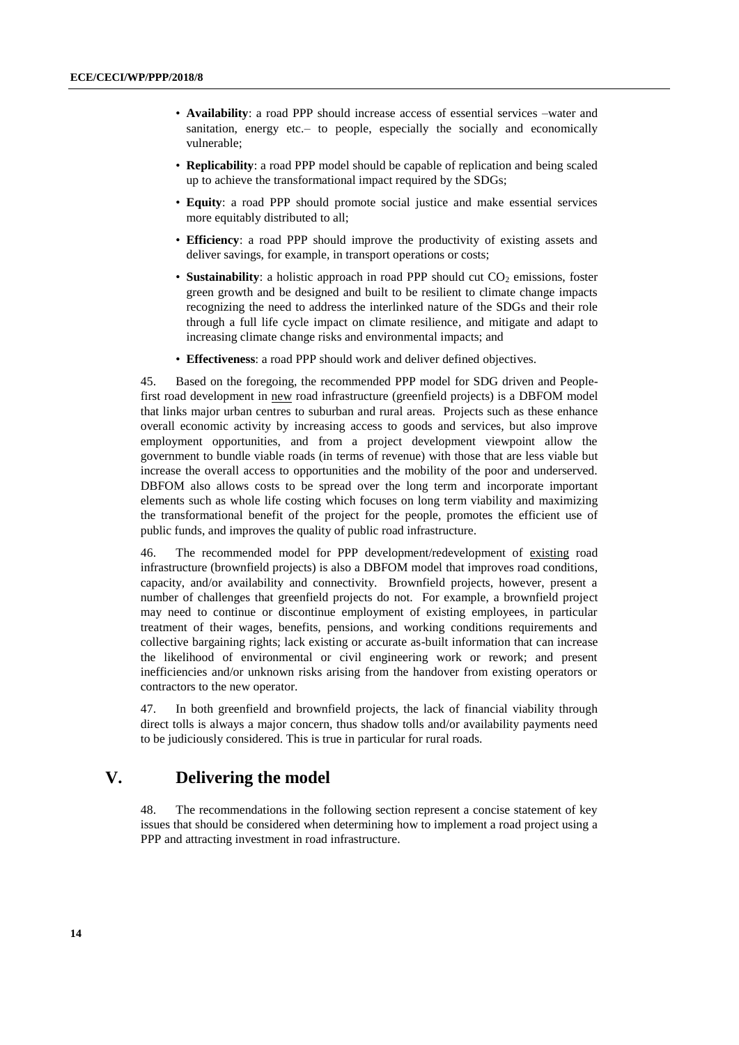- **Availability**: a road PPP should increase access of essential services –water and sanitation, energy etc.– to people, especially the socially and economically vulnerable;
- **Replicability**: a road PPP model should be capable of replication and being scaled up to achieve the transformational impact required by the SDGs;
- **Equity**: a road PPP should promote social justice and make essential services more equitably distributed to all;
- **Efficiency**: a road PPP should improve the productivity of existing assets and deliver savings, for example, in transport operations or costs;
- **Sustainability**: a holistic approach in road PPP should cut $CO_2$ emissions, foster green growth and be designed and built to be resilient to climate change impacts recognizing the need to address the interlinked nature of the SDGs and their role through a full life cycle impact on climate resilience, and mitigate and adapt to increasing climate change risks and environmental impacts; and
- **Effectiveness**: a road PPP should work and deliver defined objectives.

45. Based on the foregoing, the recommended PPP model for SDG driven and People-first road development in new road infrastructure (greenfield projects) is a DBFOM model that links major urban centres to suburban and rural areas. Projects such as these enhance overall economic activity by increasing access to goods and services, but also improve employment opportunities, and from a project development viewpoint allow the government to bundle viable roads (in terms of revenue) with those that are less viable but increase the overall access to opportunities and the mobility of the poor and underserved. DBFOM also allows costs to be spread over the long term and incorporate important elements such as whole life costing which focuses on long term viability and maximizing the transformational benefit of the project for the people, promotes the efficient use of public funds, and improves the quality of public road infrastructure.

46. The recommended model for PPP development/redevelopment of existing road infrastructure (brownfield projects) is also a DBFOM model that improves road conditions, capacity, and/or availability and connectivity. Brownfield projects, however, present a number of challenges that greenfield projects do not. For example, a brownfield project may need to continue or discontinue employment of existing employees, in particular treatment of their wages, benefits, pensions, and working conditions requirements and collective bargaining rights; lack existing or accurate as-built information that can increase the likelihood of environmental or civil engineering work or rework; and present inefficiencies and/or unknown risks arising from the handover from existing operators or contractors to the new operator.

47. In both greenfield and brownfield projects, the lack of financial viability through direct tolls is always a major concern, thus shadow tolls and/or availability payments need to be judiciously considered. This is true in particular for rural roads.

# V. Delivering the model

48. The recommendations in the following section represent a concise statement of key issues that should be considered when determining how to implement a road project using a PPP and attracting investment in road infrastructure.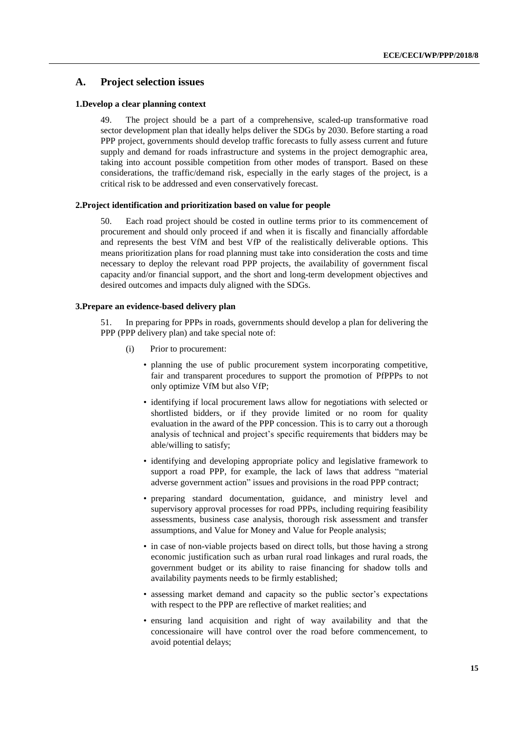## A. Project selection issues

### 1.Develop a clear planning context

49. The project should be a part of a comprehensive, scaled-up transformative road sector development plan that ideally helps deliver the SDGs by 2030. Before starting a road PPP project, governments should develop traffic forecasts to fully assess current and future supply and demand for roads infrastructure and systems in the project demographic area, taking into account possible competition from other modes of transport. Based on these considerations, the traffic/demand risk, especially in the early stages of the project, is a critical risk to be addressed and even conservatively forecast.

### 2.Project identification and prioritization based on value for people

50. Each road project should be costed in outline terms prior to its commencement of procurement and should only proceed if and when it is fiscally and financially affordable and represents the best VfM and best VfP of the realistically deliverable options. This means prioritization plans for road planning must take into consideration the costs and time necessary to deploy the relevant road PPP projects, the availability of government fiscal capacity and/or financial support, and the short and long-term development objectives and desired outcomes and impacts duly aligned with the SDGs.

### 3.Prepare an evidence-based delivery plan

51. In preparing for PPPs in roads, governments should develop a plan for delivering the PPP (PPP delivery plan) and take special note of:

(i) Prior to procurement:

- planning the use of public procurement system incorporating competitive, fair and transparent procedures to support the promotion of PfPPPs to not only optimize VfM but also VfP;
- identifying if local procurement laws allow for negotiations with selected or shortlisted bidders, or if they provide limited or no room for quality evaluation in the award of the PPP concession. This is to carry out a thorough analysis of technical and project's specific requirements that bidders may be able/willing to satisfy;
- identifying and developing appropriate policy and legislative framework to support a road PPP, for example, the lack of laws that address "material adverse government action" issues and provisions in the road PPP contract;
- preparing standard documentation, guidance, and ministry level and supervisory approval processes for road PPPs, including requiring feasibility assessments, business case analysis, thorough risk assessment and transfer assumptions, and Value for Money and Value for People analysis;
- in case of non-viable projects based on direct tolls, but those having a strong economic justification such as urban rural road linkages and rural roads, the government budget or its ability to raise financing for shadow tolls and availability payments needs to be firmly established;
- assessing market demand and capacity so the public sector's expectations with respect to the PPP are reflective of market realities; and
- ensuring land acquisition and right of way availability and that the concessionaire will have control over the road before commencement, to avoid potential delays;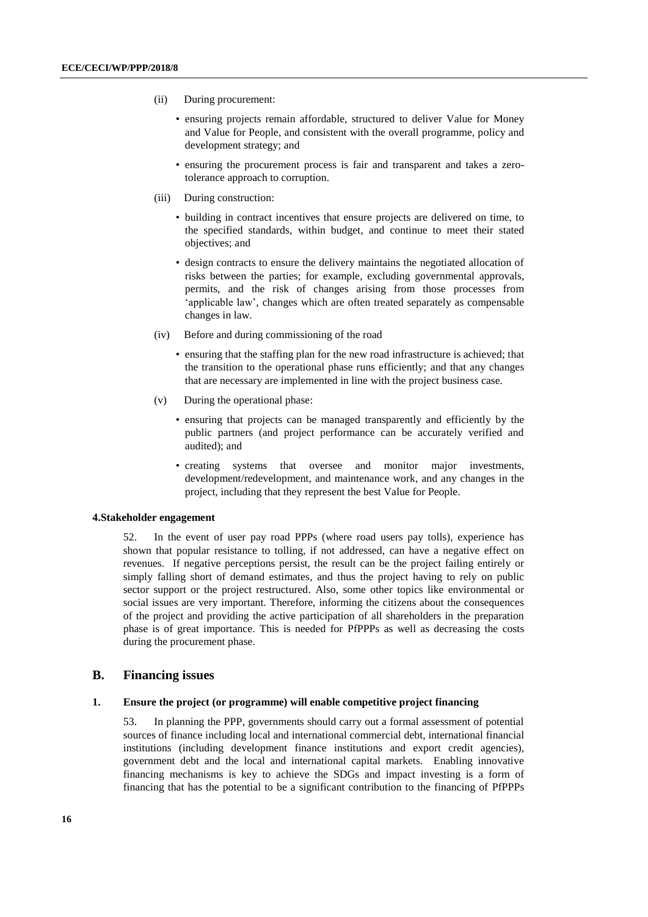(ii) During procurement:

- ensuring projects remain affordable, structured to deliver Value for Money and Value for People, and consistent with the overall programme, policy and development strategy; and
- ensuring the procurement process is fair and transparent and takes a zero-tolerance approach to corruption.

(iii) During construction:

- building in contract incentives that ensure projects are delivered on time, to the specified standards, within budget, and continue to meet their stated objectives; and
- design contracts to ensure the delivery maintains the negotiated allocation of risks between the parties; for example, excluding governmental approvals, permits, and the risk of changes arising from those processes from 'applicable law', changes which are often treated separately as compensable changes in law.

(iv) Before and during commissioning of the road

- ensuring that the staffing plan for the new road infrastructure is achieved; that the transition to the operational phase runs efficiently; and that any changes that are necessary are implemented in line with the project business case.

(v) During the operational phase:

- ensuring that projects can be managed transparently and efficiently by the public partners (and project performance can be accurately verified and audited); and
- creating systems that oversee and monitor major investments, development/redevelopment, and maintenance work, and any changes in the project, including that they represent the best Value for People.

#### 4.Stakeholder engagement

52. In the event of user pay road PPPs (where road users pay tolls), experience has shown that popular resistance to tolling, if not addressed, can have a negative effect on revenues. If negative perceptions persist, the result can be the project failing entirely or simply falling short of demand estimates, and thus the project having to rely on public sector support or the project restructured. Also, some other topics like environmental or social issues are very important. Therefore, informing the citizens about the consequences of the project and providing the active participation of all shareholders in the preparation phase is of great importance. This is needed for PfPPPs as well as decreasing the costs during the procurement phase.

## B. Financing issues

### 1. Ensure the project (or programme) will enable competitive project financing

53. In planning the PPP, governments should carry out a formal assessment of potential sources of finance including local and international commercial debt, international financial institutions (including development finance institutions and export credit agencies), government debt and the local and international capital markets. Enabling innovative financing mechanisms is key to achieve the SDGs and impact investing is a form of financing that has the potential to be a significant contribution to the financing of PfPPPs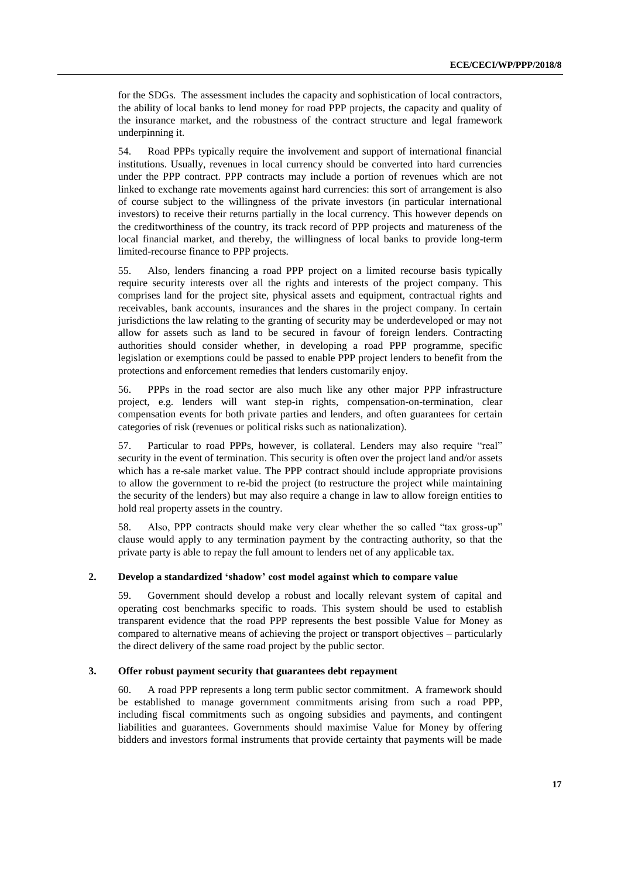for the SDGs. The assessment includes the capacity and sophistication of local contractors, the ability of local banks to lend money for road PPP projects, the capacity and quality of the insurance market, and the robustness of the contract structure and legal framework underpinning it.

54. Road PPPs typically require the involvement and support of international financial institutions. Usually, revenues in local currency should be converted into hard currencies under the PPP contract. PPP contracts may include a portion of revenues which are not linked to exchange rate movements against hard currencies: this sort of arrangement is also of course subject to the willingness of the private investors (in particular international investors) to receive their returns partially in the local currency. This however depends on the creditworthiness of the country, its track record of PPP projects and matureness of the local financial market, and thereby, the willingness of local banks to provide long-term limited-recourse finance to PPP projects.

55. Also, lenders financing a road PPP project on a limited recourse basis typically require security interests over all the rights and interests of the project company. This comprises land for the project site, physical assets and equipment, contractual rights and receivables, bank accounts, insurances and the shares in the project company. In certain jurisdictions the law relating to the granting of security may be underdeveloped or may not allow for assets such as land to be secured in favour of foreign lenders. Contracting authorities should consider whether, in developing a road PPP programme, specific legislation or exemptions could be passed to enable PPP project lenders to benefit from the protections and enforcement remedies that lenders customarily enjoy.

56. PPPs in the road sector are also much like any other major PPP infrastructure project, e.g. lenders will want step-in rights, compensation-on-termination, clear compensation events for both private parties and lenders, and often guarantees for certain categories of risk (revenues or political risks such as nationalization).

57. Particular to road PPPs, however, is collateral. Lenders may also require "real" security in the event of termination. This security is often over the project land and/or assets which has a re-sale market value. The PPP contract should include appropriate provisions to allow the government to re-bid the project (to restructure the project while maintaining the security of the lenders) but may also require a change in law to allow foreign entities to hold real property assets in the country.

58. Also, PPP contracts should make very clear whether the so called "tax gross-up" clause would apply to any termination payment by the contracting authority, so that the private party is able to repay the full amount to lenders net of any applicable tax.

### 2. Develop a standardized 'shadow' cost model against which to compare value

59. Government should develop a robust and locally relevant system of capital and operating cost benchmarks specific to roads. This system should be used to establish transparent evidence that the road PPP represents the best possible Value for Money as compared to alternative means of achieving the project or transport objectives – particularly the direct delivery of the same road project by the public sector.

### 3. Offer robust payment security that guarantees debt repayment

60. A road PPP represents a long term public sector commitment. A framework should be established to manage government commitments arising from such a road PPP, including fiscal commitments such as ongoing subsidies and payments, and contingent liabilities and guarantees. Governments should maximise Value for Money by offering bidders and investors formal instruments that provide certainty that payments will be made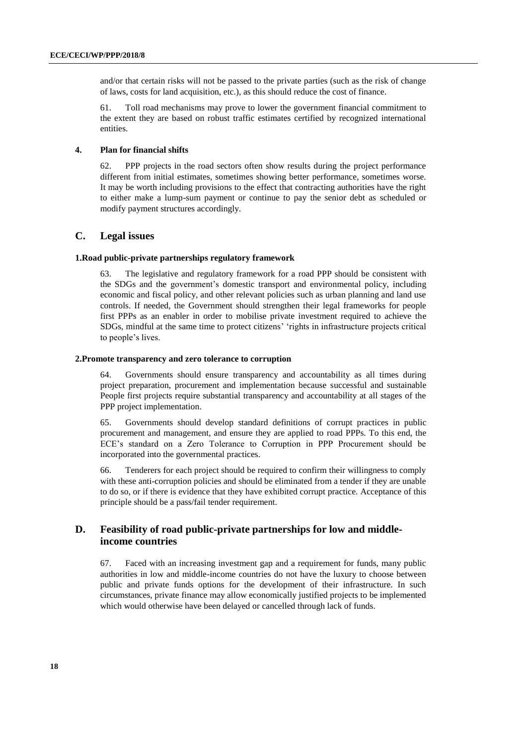and/or that certain risks will not be passed to the private parties (such as the risk of change of laws, costs for land acquisition, etc.), as this should reduce the cost of finance.

61. Toll road mechanisms may prove to lower the government financial commitment to the extent they are based on robust traffic estimates certified by recognized international entities.

#### 4. Plan for financial shifts

62. PPP projects in the road sectors often show results during the project performance different from initial estimates, sometimes showing better performance, sometimes worse. It may be worth including provisions to the effect that contracting authorities have the right to either make a lump-sum payment or continue to pay the senior debt as scheduled or modify payment structures accordingly.

### C. Legal issues

#### 1.Road public-private partnerships regulatory framework

63. The legislative and regulatory framework for a road PPP should be consistent with the SDGs and the government's domestic transport and environmental policy, including economic and fiscal policy, and other relevant policies such as urban planning and land use controls. If needed, the Government should strengthen their legal frameworks for people first PPPs as an enabler in order to mobilise private investment required to achieve the SDGs, mindful at the same time to protect citizens' 'rights in infrastructure projects critical to people's lives.

#### 2.Promote transparency and zero tolerance to corruption

64. Governments should ensure transparency and accountability as all times during project preparation, procurement and implementation because successful and sustainable People first projects require substantial transparency and accountability at all stages of the PPP project implementation.

65. Governments should develop standard definitions of corrupt practices in public procurement and management, and ensure they are applied to road PPPs. To this end, the ECE's standard on a Zero Tolerance to Corruption in PPP Procurement should be incorporated into the governmental practices.

66. Tenderers for each project should be required to confirm their willingness to comply with these anti-corruption policies and should be eliminated from a tender if they are unable to do so, or if there is evidence that they have exhibited corrupt practice. Acceptance of this principle should be a pass/fail tender requirement.

### D. Feasibility of road public-private partnerships for low and middle-income countries

67. Faced with an increasing investment gap and a requirement for funds, many public authorities in low and middle-income countries do not have the luxury to choose between public and private funds options for the development of their infrastructure. In such circumstances, private finance may allow economically justified projects to be implemented which would otherwise have been delayed or cancelled through lack of funds.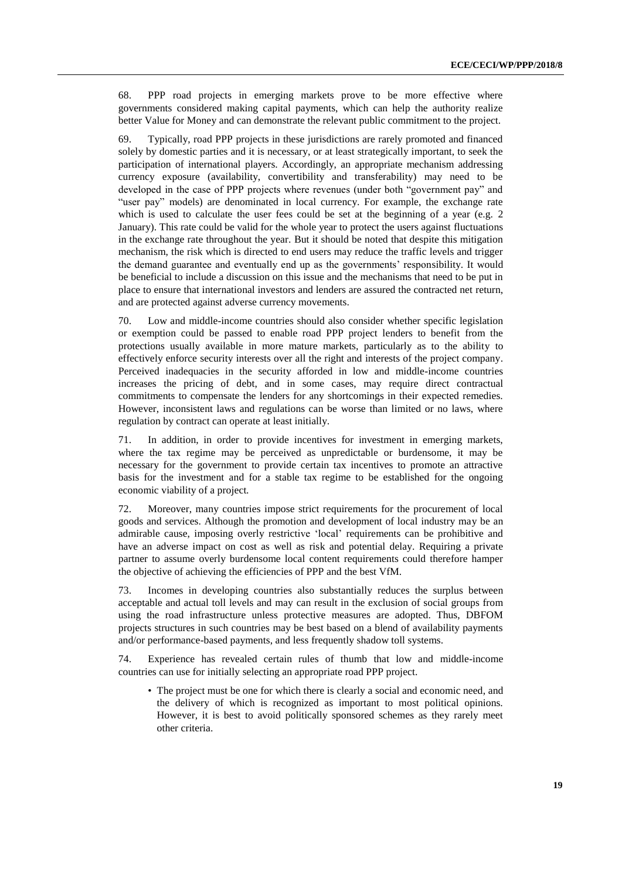68. PPP road projects in emerging markets prove to be more effective where governments considered making capital payments, which can help the authority realize better Value for Money and can demonstrate the relevant public commitment to the project.

69. Typically, road PPP projects in these jurisdictions are rarely promoted and financed solely by domestic parties and it is necessary, or at least strategically important, to seek the participation of international players. Accordingly, an appropriate mechanism addressing currency exposure (availability, convertibility and transferability) may need to be developed in the case of PPP projects where revenues (under both "government pay" and "user pay" models) are denominated in local currency. For example, the exchange rate which is used to calculate the user fees could be set at the beginning of a year (e.g. 2 January). This rate could be valid for the whole year to protect the users against fluctuations in the exchange rate throughout the year. But it should be noted that despite this mitigation mechanism, the risk which is directed to end users may reduce the traffic levels and trigger the demand guarantee and eventually end up as the governments' responsibility. It would be beneficial to include a discussion on this issue and the mechanisms that need to be put in place to ensure that international investors and lenders are assured the contracted net return, and are protected against adverse currency movements.

70. Low and middle-income countries should also consider whether specific legislation or exemption could be passed to enable road PPP project lenders to benefit from the protections usually available in more mature markets, particularly as to the ability to effectively enforce security interests over all the right and interests of the project company. Perceived inadequacies in the security afforded in low and middle-income countries increases the pricing of debt, and in some cases, may require direct contractual commitments to compensate the lenders for any shortcomings in their expected remedies. However, inconsistent laws and regulations can be worse than limited or no laws, where regulation by contract can operate at least initially.

71. In addition, in order to provide incentives for investment in emerging markets, where the tax regime may be perceived as unpredictable or burdensome, it may be necessary for the government to provide certain tax incentives to promote an attractive basis for the investment and for a stable tax regime to be established for the ongoing economic viability of a project.

72. Moreover, many countries impose strict requirements for the procurement of local goods and services. Although the promotion and development of local industry may be an admirable cause, imposing overly restrictive 'local' requirements can be prohibitive and have an adverse impact on cost as well as risk and potential delay. Requiring a private partner to assume overly burdensome local content requirements could therefore hamper the objective of achieving the efficiencies of PPP and the best VfM.

73. Incomes in developing countries also substantially reduces the surplus between acceptable and actual toll levels and may can result in the exclusion of social groups from using the road infrastructure unless protective measures are adopted. Thus, DBFOM projects structures in such countries may be best based on a blend of availability payments and/or performance-based payments, and less frequently shadow toll systems.

74. Experience has revealed certain rules of thumb that low and middle-income countries can use for initially selecting an appropriate road PPP project.

- The project must be one for which there is clearly a social and economic need, and the delivery of which is recognized as important to most political opinions. However, it is best to avoid politically sponsored schemes as they rarely meet other criteria.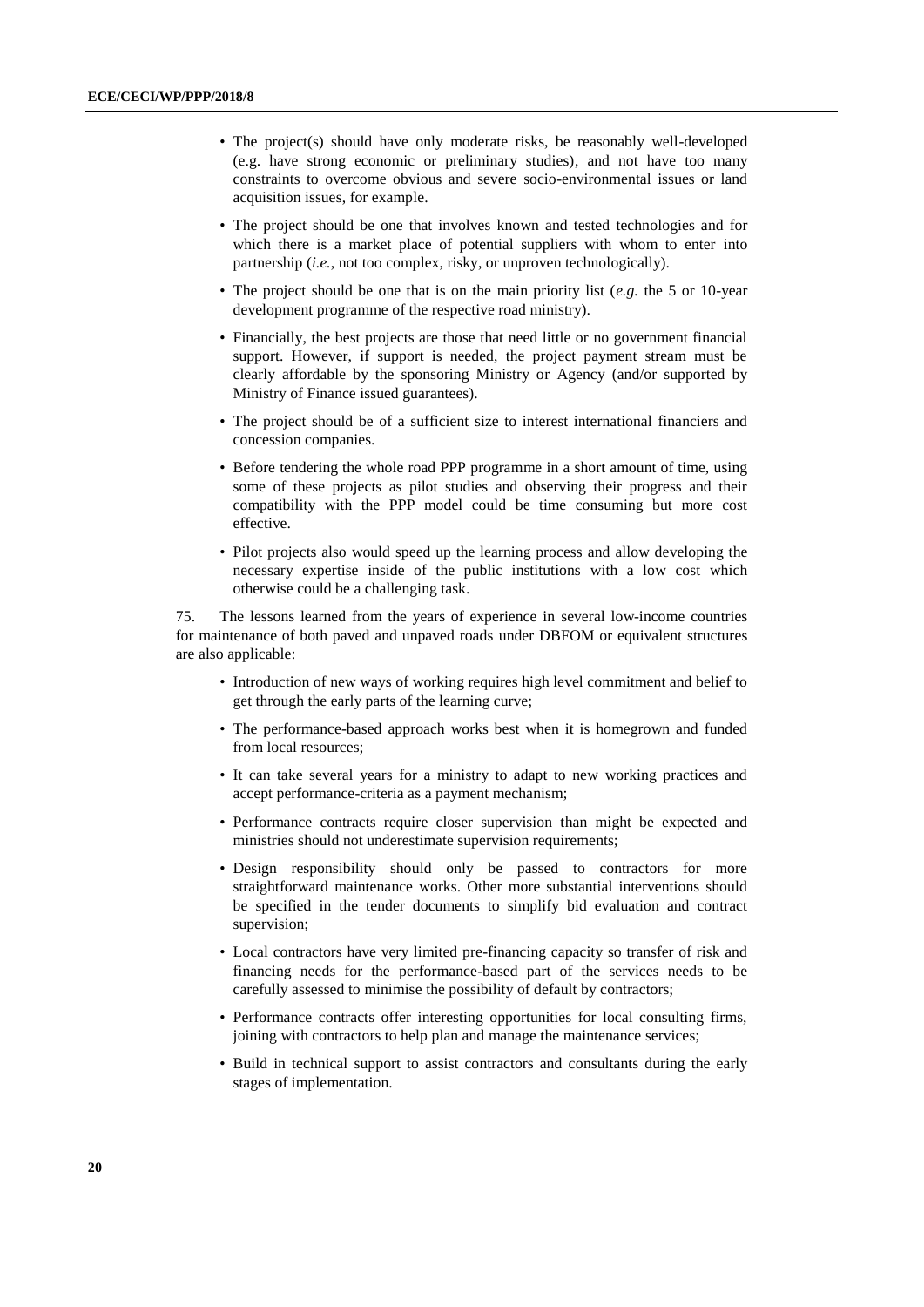- The project(s) should have only moderate risks, be reasonably well-developed (e.g. have strong economic or preliminary studies), and not have too many constraints to overcome obvious and severe socio-environmental issues or land acquisition issues, for example.
- The project should be one that involves known and tested technologies and for which there is a market place of potential suppliers with whom to enter into partnership (*i.e.*, not too complex, risky, or unproven technologically).
- The project should be one that is on the main priority list (*e.g.* the 5 or 10-year development programme of the respective road ministry).
- Financially, the best projects are those that need little or no government financial support. However, if support is needed, the project payment stream must be clearly affordable by the sponsoring Ministry or Agency (and/or supported by Ministry of Finance issued guarantees).
- The project should be of a sufficient size to interest international financiers and concession companies.
- Before tendering the whole road PPP programme in a short amount of time, using some of these projects as pilot studies and observing their progress and their compatibility with the PPP model could be time consuming but more cost effective.
- Pilot projects also would speed up the learning process and allow developing the necessary expertise inside of the public institutions with a low cost which otherwise could be a challenging task.

75. The lessons learned from the years of experience in several low-income countries for maintenance of both paved and unpaved roads under DBFOM or equivalent structures are also applicable:

- Introduction of new ways of working requires high level commitment and belief to get through the early parts of the learning curve;
- The performance-based approach works best when it is homegrown and funded from local resources;
- It can take several years for a ministry to adapt to new working practices and accept performance-criteria as a payment mechanism;
- Performance contracts require closer supervision than might be expected and ministries should not underestimate supervision requirements;
- Design responsibility should only be passed to contractors for more straightforward maintenance works. Other more substantial interventions should be specified in the tender documents to simplify bid evaluation and contract supervision;
- Local contractors have very limited pre-financing capacity so transfer of risk and financing needs for the performance-based part of the services needs to be carefully assessed to minimise the possibility of default by contractors;
- Performance contracts offer interesting opportunities for local consulting firms, joining with contractors to help plan and manage the maintenance services;
- Build in technical support to assist contractors and consultants during the early stages of implementation.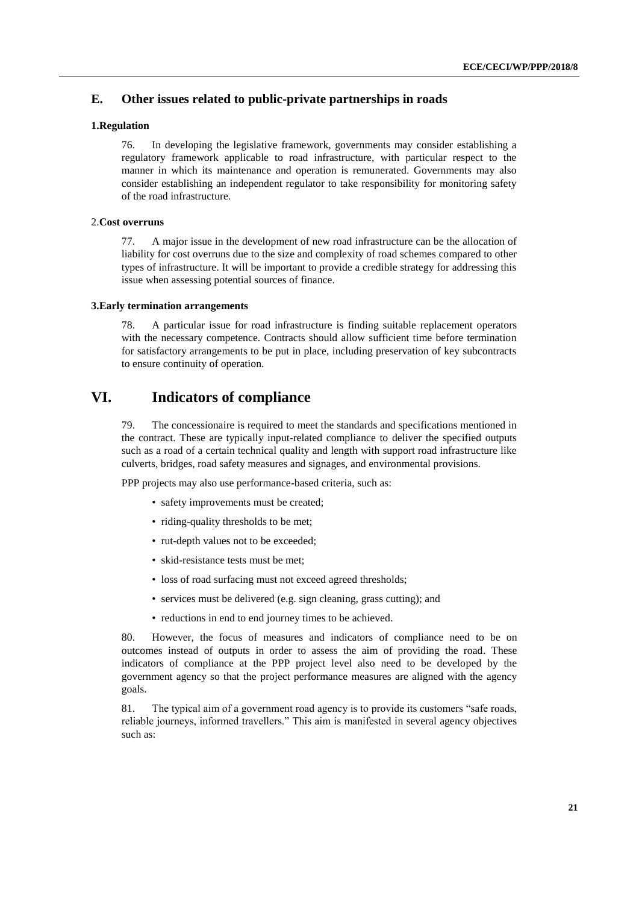## E. Other issues related to public-private partnerships in roads

### 1.Regulation

76. In developing the legislative framework, governments may consider establishing a regulatory framework applicable to road infrastructure, with particular respect to the manner in which its maintenance and operation is remunerated. Governments may also consider establishing an independent regulator to take responsibility for monitoring safety of the road infrastructure.

### 2.Cost overruns

77. A major issue in the development of new road infrastructure can be the allocation of liability for cost overruns due to the size and complexity of road schemes compared to other types of infrastructure. It will be important to provide a credible strategy for addressing this issue when assessing potential sources of finance.

### 3.Early termination arrangements

78. A particular issue for road infrastructure is finding suitable replacement operators with the necessary competence. Contracts should allow sufficient time before termination for satisfactory arrangements to be put in place, including preservation of key subcontracts to ensure continuity of operation.

# VI. Indicators of compliance

79. The concessionaire is required to meet the standards and specifications mentioned in the contract. These are typically input-related compliance to deliver the specified outputs such as a road of a certain technical quality and length with support road infrastructure like culverts, bridges, road safety measures and signages, and environmental provisions.

PPP projects may also use performance-based criteria, such as:

- safety improvements must be created;
- riding-quality thresholds to be met;
- rut-depth values not to be exceeded;
- skid-resistance tests must be met;
- loss of road surfacing must not exceed agreed thresholds;
- services must be delivered (e.g. sign cleaning, grass cutting); and
- reductions in end to end journey times to be achieved.

80. However, the focus of measures and indicators of compliance need to be on outcomes instead of outputs in order to assess the aim of providing the road. These indicators of compliance at the PPP project level also need to be developed by the government agency so that the project performance measures are aligned with the agency goals.

81. The typical aim of a government road agency is to provide its customers "safe roads, reliable journeys, informed travellers." This aim is manifested in several agency objectives such as: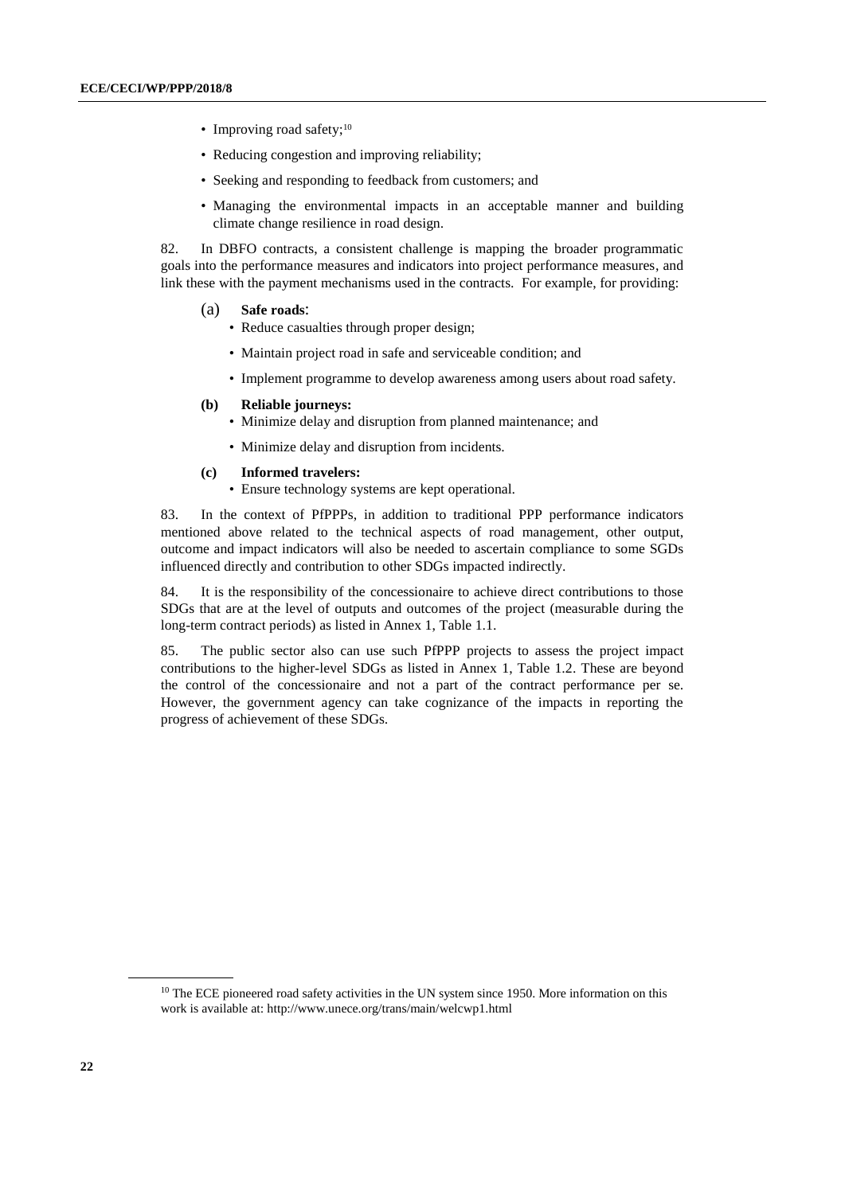- Improving road safety;[10]
- Reducing congestion and improving reliability;
- Seeking and responding to feedback from customers; and
- Managing the environmental impacts in an acceptable manner and building climate change resilience in road design.

82. In DBFO contracts, a consistent challenge is mapping the broader programmatic goals into the performance measures and indicators into project performance measures, and link these with the payment mechanisms used in the contracts. For example, for providing:

(a) **Safe roads**:

- Reduce casualties through proper design;
- Maintain project road in safe and serviceable condition; and
- Implement programme to develop awareness among users about road safety.

**(b) Reliable journeys:**

- Minimize delay and disruption from planned maintenance; and
- Minimize delay and disruption from incidents.

**(c) Informed travelers:**

- Ensure technology systems are kept operational.

83. In the context of PfPPPs, in addition to traditional PPP performance indicators mentioned above related to the technical aspects of road management, other output, outcome and impact indicators will also be needed to ascertain compliance to some SGDs influenced directly and contribution to other SDGs impacted indirectly.

84. It is the responsibility of the concessionaire to achieve direct contributions to those SDGs that are at the level of outputs and outcomes of the project (measurable during the long-term contract periods) as listed in Annex 1, Table 1.1.

85. The public sector also can use such PfPPP projects to assess the project impact contributions to the higher-level SDGs as listed in Annex 1, Table 1.2. These are beyond the control of the concessionaire and not a part of the contract performance per se. However, the government agency can take cognizance of the impacts in reporting the progress of achievement of these SDGs.

[10] The ECE pioneered road safety activities in the UN system since 1950. More information on this work is available at: http://www.unece.org/trans/main/welcwp1.html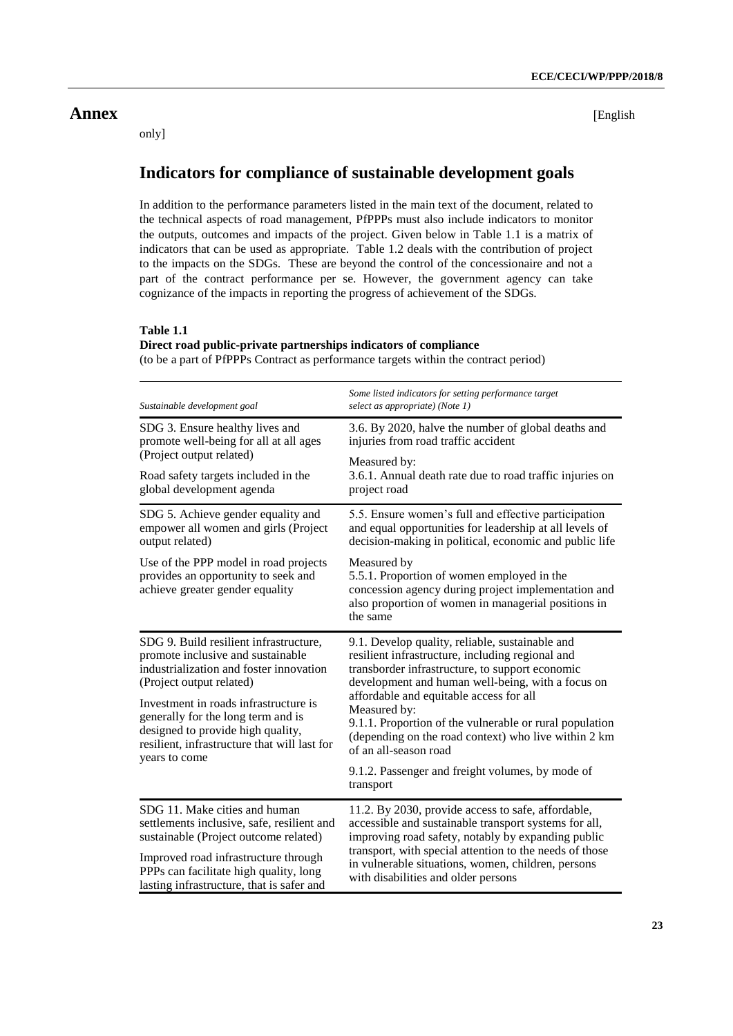# Annex

[English only]

## Indicators for compliance of sustainable development goals

In addition to the performance parameters listed in the main text of the document, related to the technical aspects of road management, PfPPPs must also include indicators to monitor the outputs, outcomes and impacts of the project. Given below in Table 1.1 is a matrix of indicators that can be used as appropriate. Table 1.2 deals with the contribution of project to the impacts on the SDGs. These are beyond the control of the concessionaire and not a part of the contract performance per se. However, the government agency can take cognizance of the impacts in reporting the progress of achievement of the SDGs.

**Table 1.1**
**Direct road public-private partnerships indicators of compliance**
(to be a part of PfPPPs Contract as performance targets within the contract period)

| *Sustainable development goal* | *Some listed indicators for setting performance target select as appropriate) (Note 1)* |
|---|---|
| SDG 3. Ensure healthy lives and promote well-being for all at all ages (Project output related)<br><br>Road safety targets included in the global development agenda | 3.6. By 2020, halve the number of global deaths and injuries from road traffic accident<br><br>Measured by:<br>3.6.1. Annual death rate due to road traffic injuries on project road |
| SDG 5. Achieve gender equality and empower all women and girls (Project output related)<br><br>Use of the PPP model in road projects provides an opportunity to seek and achieve greater gender equality | 5.5. Ensure women's full and effective participation and equal opportunities for leadership at all levels of decision-making in political, economic and public life<br><br>Measured by<br>5.5.1. Proportion of women employed in the concession agency during project implementation and also proportion of women in managerial positions in the same |
| SDG 9. Build resilient infrastructure, promote inclusive and sustainable industrialization and foster innovation (Project output related)<br><br>Investment in roads infrastructure is generally for the long term and is designed to provide high quality, resilient, infrastructure that will last for years to come | 9.1. Develop quality, reliable, sustainable and resilient infrastructure, including regional and transborder infrastructure, to support economic development and human well-being, with a focus on affordable and equitable access for all<br>Measured by:<br>9.1.1. Proportion of the vulnerable or rural population (depending on the road context) who live within 2 km of an all-season road<br><br>9.1.2. Passenger and freight volumes, by mode of transport |
| SDG 11. Make cities and human settlements inclusive, safe, resilient and sustainable (Project outcome related)<br><br>Improved road infrastructure through PPPs can facilitate high quality, long lasting infrastructure, that is safer and | 11.2. By 2030, provide access to safe, affordable, accessible and sustainable transport systems for all, improving road safety, notably by expanding public transport, with special attention to the needs of those in vulnerable situations, women, children, persons with disabilities and older persons |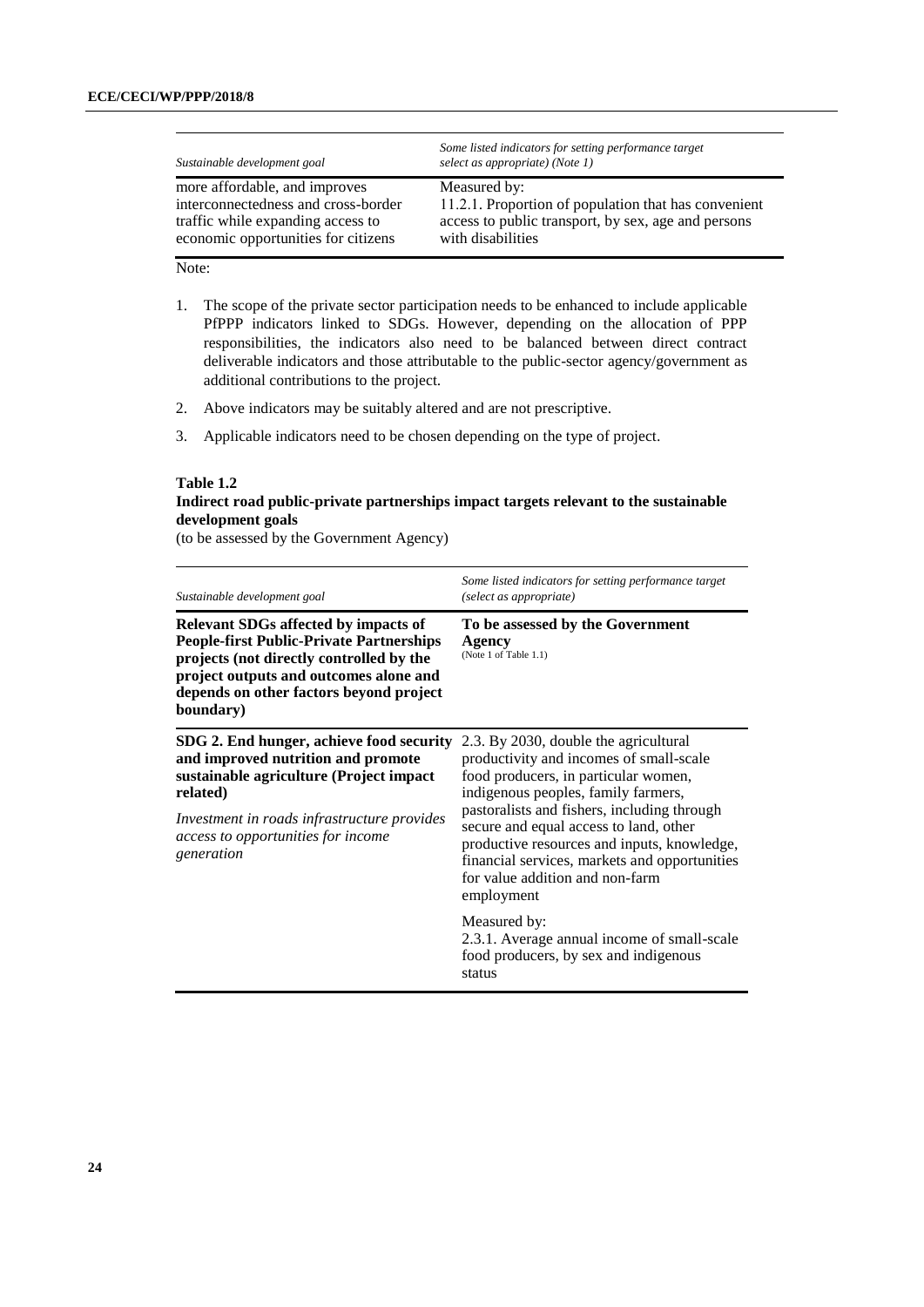| *Sustainable development goal* | *Some listed indicators for setting performance target select as appropriate) (Note 1)* |
|---|---|
| more affordable, and improves interconnectedness and cross-border traffic while expanding access to economic opportunities for citizens | Measured by:<br>11.2.1. Proportion of population that has convenient access to public transport, by sex, age and persons with disabilities |

Note:

1. The scope of the private sector participation needs to be enhanced to include applicable PfPPP indicators linked to SDGs. However, depending on the allocation of PPP responsibilities, the indicators also need to be balanced between direct contract deliverable indicators and those attributable to the public-sector agency/government as additional contributions to the project.

2. Above indicators may be suitably altered and are not prescriptive.

3. Applicable indicators need to be chosen depending on the type of project.

**Table 1.2**
**Indirect road public-private partnerships impact targets relevant to the sustainable development goals**
(to be assessed by the Government Agency)

| *Sustainable development goal* | *Some listed indicators for setting performance target (select as appropriate)* |
|---|---|
| **Relevant SDGs affected by impacts of People-first Public-Private Partnerships projects (not directly controlled by the project outputs and outcomes alone and depends on other factors beyond project boundary)** | **To be assessed by the Government Agency** (Note 1 of Table 1.1) |
| **SDG 2. End hunger, achieve food security and improved nutrition and promote sustainable agriculture (Project impact related)**<br><br>*Investment in roads infrastructure provides access to opportunities for income generation* | 2.3. By 2030, double the agricultural productivity and incomes of small-scale food producers, in particular women, indigenous peoples, family farmers, pastoralists and fishers, including through secure and equal access to land, other productive resources and inputs, knowledge, financial services, markets and opportunities for value addition and non-farm employment<br><br>Measured by:<br>2.3.1. Average annual income of small-scale food producers, by sex and indigenous status |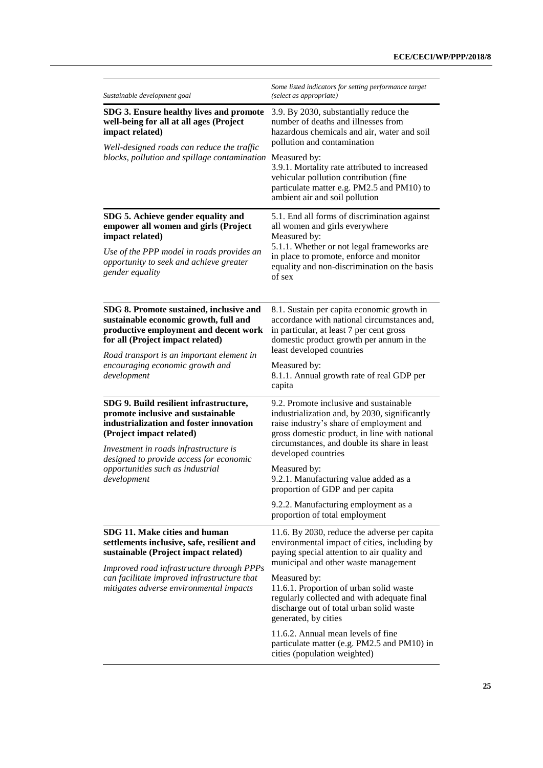| *Sustainable development goal* | *Some listed indicators for setting performance target (select as appropriate)* |
|---|---|
| **SDG 3. Ensure healthy lives and promote well-being for all at all ages (Project impact related)**<br><br>*Well-designed roads can reduce the traffic blocks, pollution and spillage contamination* | 3.9. By 2030, substantially reduce the number of deaths and illnesses from hazardous chemicals and air, water and soil pollution and contamination<br><br>Measured by:<br>3.9.1. Mortality rate attributed to increased vehicular pollution contribution (fine particulate matter e.g. PM2.5 and PM10) to ambient air and soil pollution |
| **SDG 5. Achieve gender equality and empower all women and girls (Project impact related)**<br><br>*Use of the PPP model in roads provides an opportunity to seek and achieve greater gender equality* | 5.1. End all forms of discrimination against all women and girls everywhere<br>Measured by:<br>5.1.1. Whether or not legal frameworks are in place to promote, enforce and monitor equality and non-discrimination on the basis of sex |
| **SDG 8. Promote sustained, inclusive and sustainable economic growth, full and productive employment and decent work for all (Project impact related)**<br><br>*Road transport is an important element in encouraging economic growth and development* | 8.1. Sustain per capita economic growth in accordance with national circumstances and, in particular, at least 7 per cent gross domestic product growth per annum in the least developed countries<br><br>Measured by:<br>8.1.1. Annual growth rate of real GDP per capita |
| **SDG 9. Build resilient infrastructure, promote inclusive and sustainable industrialization and foster innovation (Project impact related)**<br><br>*Investment in roads infrastructure is designed to provide access for economic opportunities such as industrial development* | 9.2. Promote inclusive and sustainable industrialization and, by 2030, significantly raise industry's share of employment and gross domestic product, in line with national circumstances, and double its share in least developed countries<br><br>Measured by:<br>9.2.1. Manufacturing value added as a proportion of GDP and per capita<br><br>9.2.2. Manufacturing employment as a proportion of total employment |
| **SDG 11. Make cities and human settlements inclusive, safe, resilient and sustainable (Project impact related)**<br><br>*Improved road infrastructure through PPPs can facilitate improved infrastructure that mitigates adverse environmental impacts* | 11.6. By 2030, reduce the adverse per capita environmental impact of cities, including by paying special attention to air quality and municipal and other waste management<br><br>Measured by:<br>11.6.1. Proportion of urban solid waste regularly collected and with adequate final discharge out of total urban solid waste generated, by cities<br><br>11.6.2. Annual mean levels of fine particulate matter (e.g. PM2.5 and PM10) in cities (population weighted) |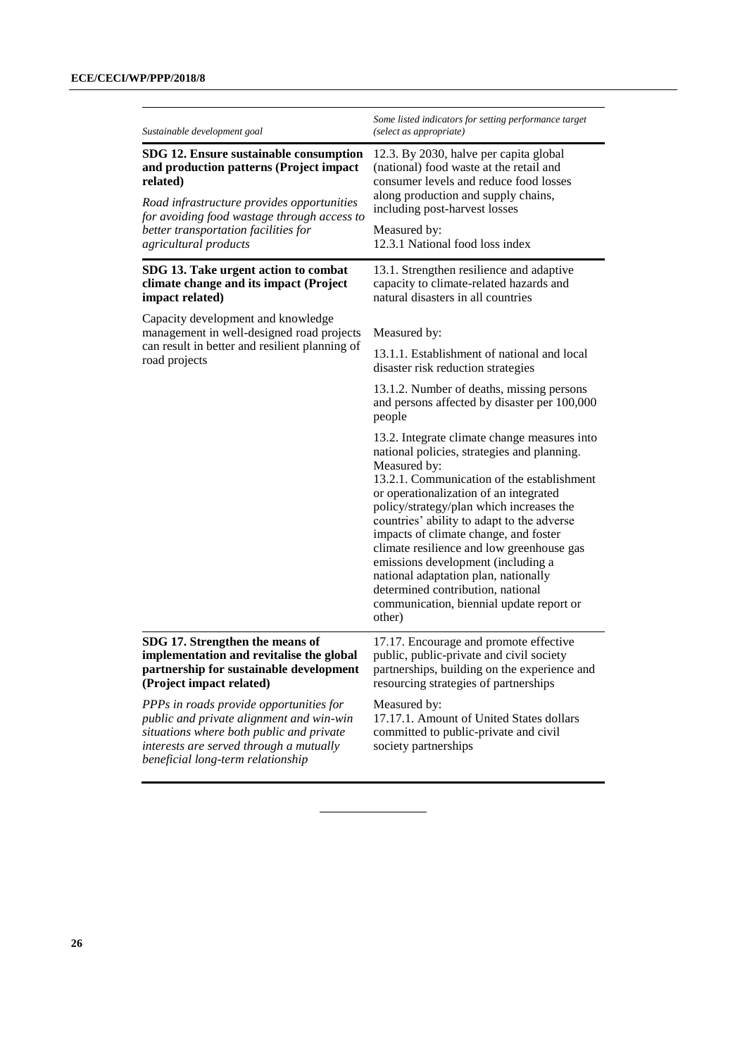| *Sustainable development goal* | *Some listed indicators for setting performance target (select as appropriate)* |
|---|---|
| **SDG 12. Ensure sustainable consumption and production patterns (Project impact related)**<br><br>*Road infrastructure provides opportunities for avoiding food wastage through access to better transportation facilities for agricultural products* | 12.3. By 2030, halve per capita global (national) food waste at the retail and consumer levels and reduce food losses along production and supply chains, including post-harvest losses<br><br>Measured by:<br>12.3.1 National food loss index |
| **SDG 13. Take urgent action to combat climate change and its impact (Project impact related)**<br><br>Capacity development and knowledge management in well-designed road projects can result in better and resilient planning of road projects | 13.1. Strengthen resilience and adaptive capacity to climate-related hazards and natural disasters in all countries<br><br>Measured by:<br><br>13.1.1. Establishment of national and local disaster risk reduction strategies<br><br>13.1.2. Number of deaths, missing persons and persons affected by disaster per 100,000 people<br><br>13.2. Integrate climate change measures into national policies, strategies and planning.<br>Measured by:<br>13.2.1. Communication of the establishment or operationalization of an integrated policy/strategy/plan which increases the countries' ability to adapt to the adverse impacts of climate change, and foster climate resilience and low greenhouse gas emissions development (including a national adaptation plan, nationally determined contribution, national communication, biennial update report or other) |
| **SDG 17. Strengthen the means of implementation and revitalise the global partnership for sustainable development (Project impact related)**<br><br>*PPPs in roads provide opportunities for public and private alignment and win-win situations where both public and private interests are served through a mutually beneficial long-term relationship* | 17.17. Encourage and promote effective public, public-private and civil society partnerships, building on the experience and resourcing strategies of partnerships<br><br>Measured by:<br>17.17.1. Amount of United States dollars committed to public-private and civil society partnerships |